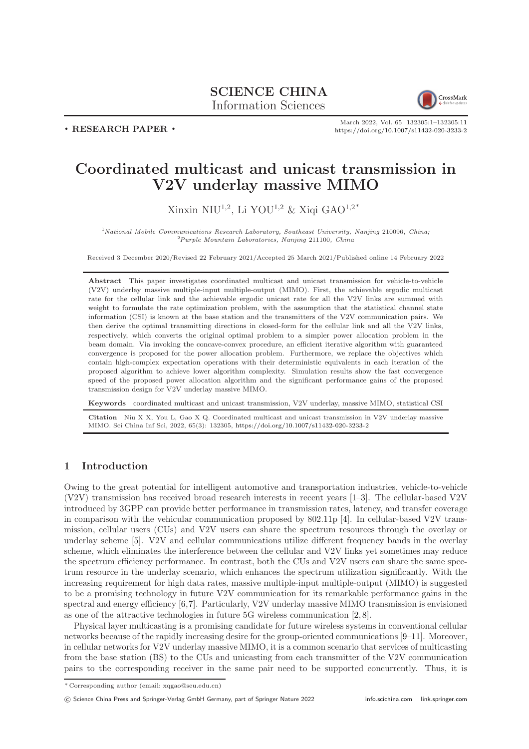**SCIENCE CHINA**
Information Sciences

• RESEARCH PAPER •

March 2022, Vol. 65 132305:1–132305:11
https://doi.org/10.1007/s11432-020-3233-2

# Coordinated multicast and unicast transmission in V2V underlay massive MIMO

Xinxin NIU[1,2], Li YOU[1,2] & Xiqi GAO[1,2*]

[1] *National Mobile Communications Research Laboratory, Southeast University, Nanjing* 210096*, China;*
[2] *Purple Mountain Laboratories, Nanjing* 211100*, China*

Received 3 December 2020/Revised 22 February 2021/Accepted 25 March 2021/Published online 14 February 2022

**Abstract** This paper investigates coordinated multicast and unicast transmission for vehicle-to-vehicle (V2V) underlay massive multiple-input multiple-output (MIMO). First, the achievable ergodic multicast rate for the cellular link and the achievable ergodic unicast rate for all the V2V links are summed with weight to formulate the rate optimization problem, with the assumption that the statistical channel state information (CSI) is known at the base station and the transmitters of the V2V communication pairs. We then derive the optimal transmitting directions in closed-form for the cellular link and all the V2V links, respectively, which converts the original optimal problem to a simpler power allocation problem in the beam domain. Via invoking the concave-convex procedure, an efficient iterative algorithm with guaranteed convergence is proposed for the power allocation problem. Furthermore, we replace the objectives which contain high-complex expectation operations with their deterministic equivalents in each iteration of the proposed algorithm to achieve lower algorithm complexity. Simulation results show the fast convergence speed of the proposed power allocation algorithm and the significant performance gains of the proposed transmission design for V2V underlay massive MIMO.

**Keywords** coordinated multicast and unicast transmission, V2V underlay, massive MIMO, statistical CSI

**Citation** Niu X X, You L, Gao X Q. Coordinated multicast and unicast transmission in V2V underlay massive MIMO. Sci China Inf Sci, 2022, 65(3): 132305, https://doi.org/10.1007/s11432-020-3233-2

## 1 Introduction

Owing to the great potential for intelligent automotive and transportation industries, vehicle-to-vehicle (V2V) transmission has received broad research interests in recent years [1–3]. The cellular-based V2V introduced by 3GPP can provide better performance in transmission rates, latency, and transfer coverage in comparison with the vehicular communication proposed by 802.11p [4]. In cellular-based V2V transmission, cellular users (CUs) and V2V users can share the spectrum resources through the overlay or underlay scheme [5]. V2V and cellular communications utilize different frequency bands in the overlay scheme, which eliminates the interference between the cellular and V2V links yet sometimes may reduce the spectrum efficiency performance. In contrast, both the CUs and V2V users can share the same spectrum resource in the underlay scenario, which enhances the spectrum utilization significantly. With the increasing requirement for high data rates, massive multiple-input multiple-output (MIMO) is suggested to be a promising technology in future V2V communication for its remarkable performance gains in the spectral and energy efficiency [6,7]. Particularly, V2V underlay massive MIMO transmission is envisioned as one of the attractive technologies in future 5G wireless communication [2,8].

Physical layer multicasting is a promising candidate for future wireless systems in conventional cellular networks because of the rapidly increasing desire for the group-oriented communications [9–11]. Moreover, in cellular networks for V2V underlay massive MIMO, it is a common scenario that services of multicasting from the base station (BS) to the CUs and unicasting from each transmitter of the V2V communication pairs to the corresponding receiver in the same pair need to be supported concurrently. Thus, it is

\* Corresponding author (email: xqgao@seu.edu.cn)

© Science China Press and Springer-Verlag GmbH Germany, part of Springer Nature 2022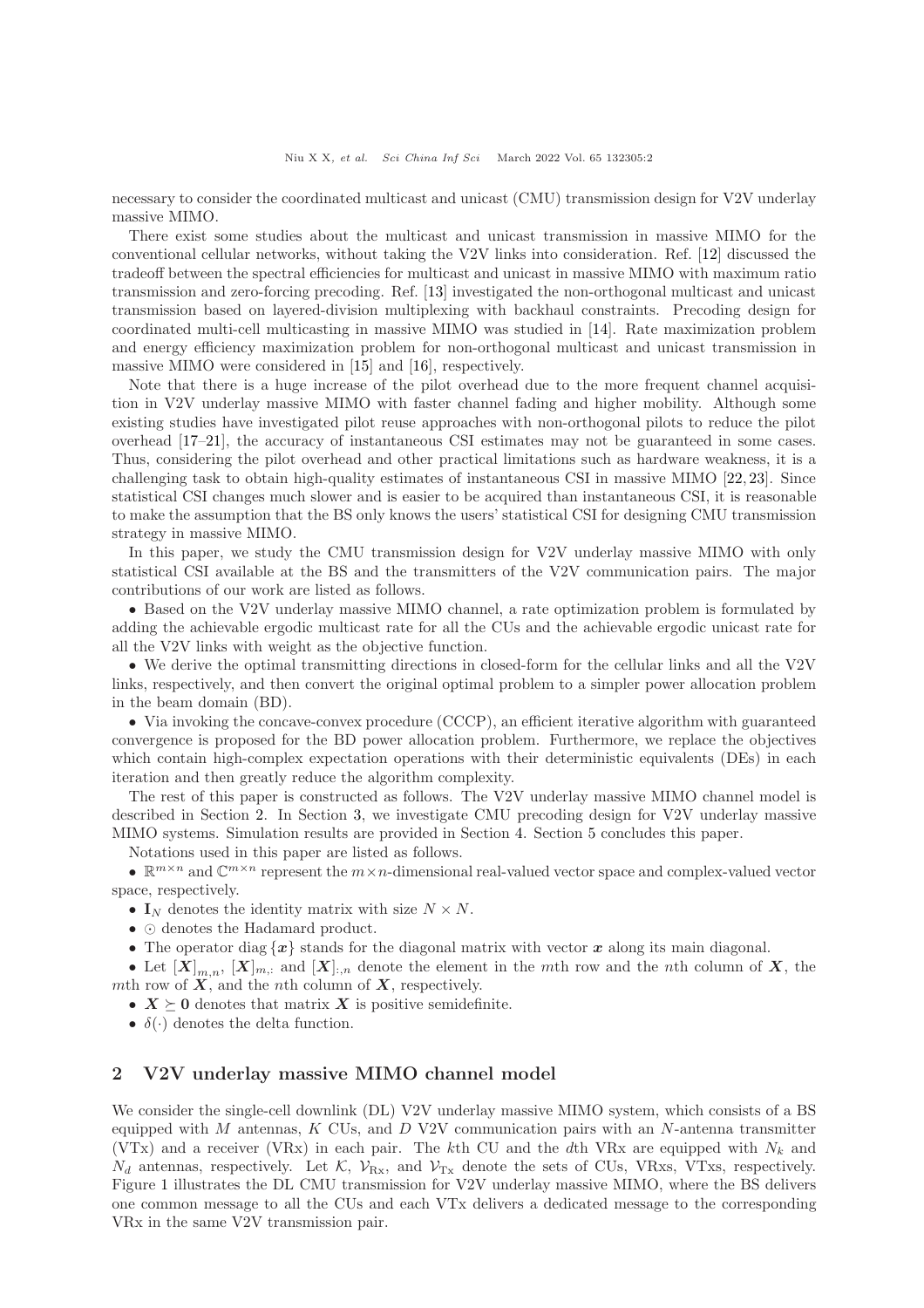necessary to consider the coordinated multicast and unicast (CMU) transmission design for V2V underlay massive MIMO.

There exist some studies about the multicast and unicast transmission in massive MIMO for the conventional cellular networks, without taking the V2V links into consideration. Ref. [12] discussed the tradeoff between the spectral efficiencies for multicast and unicast in massive MIMO with maximum ratio transmission and zero-forcing precoding. Ref. [13] investigated the non-orthogonal multicast and unicast transmission based on layered-division multiplexing with backhaul constraints. Precoding design for coordinated multi-cell multicasting in massive MIMO was studied in [14]. Rate maximization problem and energy efficiency maximization problem for non-orthogonal multicast and unicast transmission in massive MIMO were considered in [15] and [16], respectively.

Note that there is a huge increase of the pilot overhead due to the more frequent channel acquisition in V2V underlay massive MIMO with faster channel fading and higher mobility. Although some existing studies have investigated pilot reuse approaches with non-orthogonal pilots to reduce the pilot overhead [17–21], the accuracy of instantaneous CSI estimates may not be guaranteed in some cases. Thus, considering the pilot overhead and other practical limitations such as hardware weakness, it is a challenging task to obtain high-quality estimates of instantaneous CSI in massive MIMO [22, 23]. Since statistical CSI changes much slower and is easier to be acquired than instantaneous CSI, it is reasonable to make the assumption that the BS only knows the users' statistical CSI for designing CMU transmission strategy in massive MIMO.

In this paper, we study the CMU transmission design for V2V underlay massive MIMO with only statistical CSI available at the BS and the transmitters of the V2V communication pairs. The major contributions of our work are listed as follows.

- Based on the V2V underlay massive MIMO channel, a rate optimization problem is formulated by adding the achievable ergodic multicast rate for all the CUs and the achievable ergodic unicast rate for all the V2V links with weight as the objective function.
- We derive the optimal transmitting directions in closed-form for the cellular links and all the V2V links, respectively, and then convert the original optimal problem to a simpler power allocation problem in the beam domain (BD).
- Via invoking the concave-convex procedure (CCCP), an efficient iterative algorithm with guaranteed convergence is proposed for the BD power allocation problem. Furthermore, we replace the objectives which contain high-complex expectation operations with their deterministic equivalents (DEs) in each iteration and then greatly reduce the algorithm complexity.

The rest of this paper is constructed as follows. The V2V underlay massive MIMO channel model is described in Section 2. In Section 3, we investigate CMU precoding design for V2V underlay massive MIMO systems. Simulation results are provided in Section 4. Section 5 concludes this paper.

Notations used in this paper are listed as follows.

- $\mathbb{R}^{m\times n}$ and $\mathbb{C}^{m\times n}$ represent the $m\times n$-dimensional real-valued vector space and complex-valued vector space, respectively.
- $\mathbf{I}_N$ denotes the identity matrix with size $N \times N$.
- $\odot$ denotes the Hadamard product.
- The operator $\mathrm{diag}\{\boldsymbol{x}\}$ stands for the diagonal matrix with vector $\boldsymbol{x}$ along its main diagonal.
- Let $[\boldsymbol{X}]_{m,n}$, $[\boldsymbol{X}]_{m,:}$ and $[\boldsymbol{X}]_{:,n}$ denote the element in the $m$th row and the $n$th column of $\boldsymbol{X}$, the $m$th row of $\boldsymbol{X}$, and the $n$th column of $\boldsymbol{X}$, respectively.
- $\boldsymbol{X} \succeq \mathbf{0}$ denotes that matrix $\boldsymbol{X}$ is positive semidefinite.
- $\delta(\cdot)$ denotes the delta function.

## 2 V2V underlay massive MIMO channel model

We consider the single-cell downlink (DL) V2V underlay massive MIMO system, which consists of a BS equipped with $M$ antennas, $K$ CUs, and $D$ V2V communication pairs with an $N$-antenna transmitter (VTx) and a receiver (VRx) in each pair. The $k$th CU and the $d$th VRx are equipped with $N_k$ and $N_d$ antennas, respectively. Let $\mathcal{K}$, $\mathcal{V}_{\mathrm{Rx}}$, and $\mathcal{V}_{\mathrm{Tx}}$ denote the sets of CUs, VRxs, VTxs, respectively. Figure 1 illustrates the DL CMU transmission for V2V underlay massive MIMO, where the BS delivers one common message to all the CUs and each VTx delivers a dedicated message to the corresponding VRx in the same V2V transmission pair.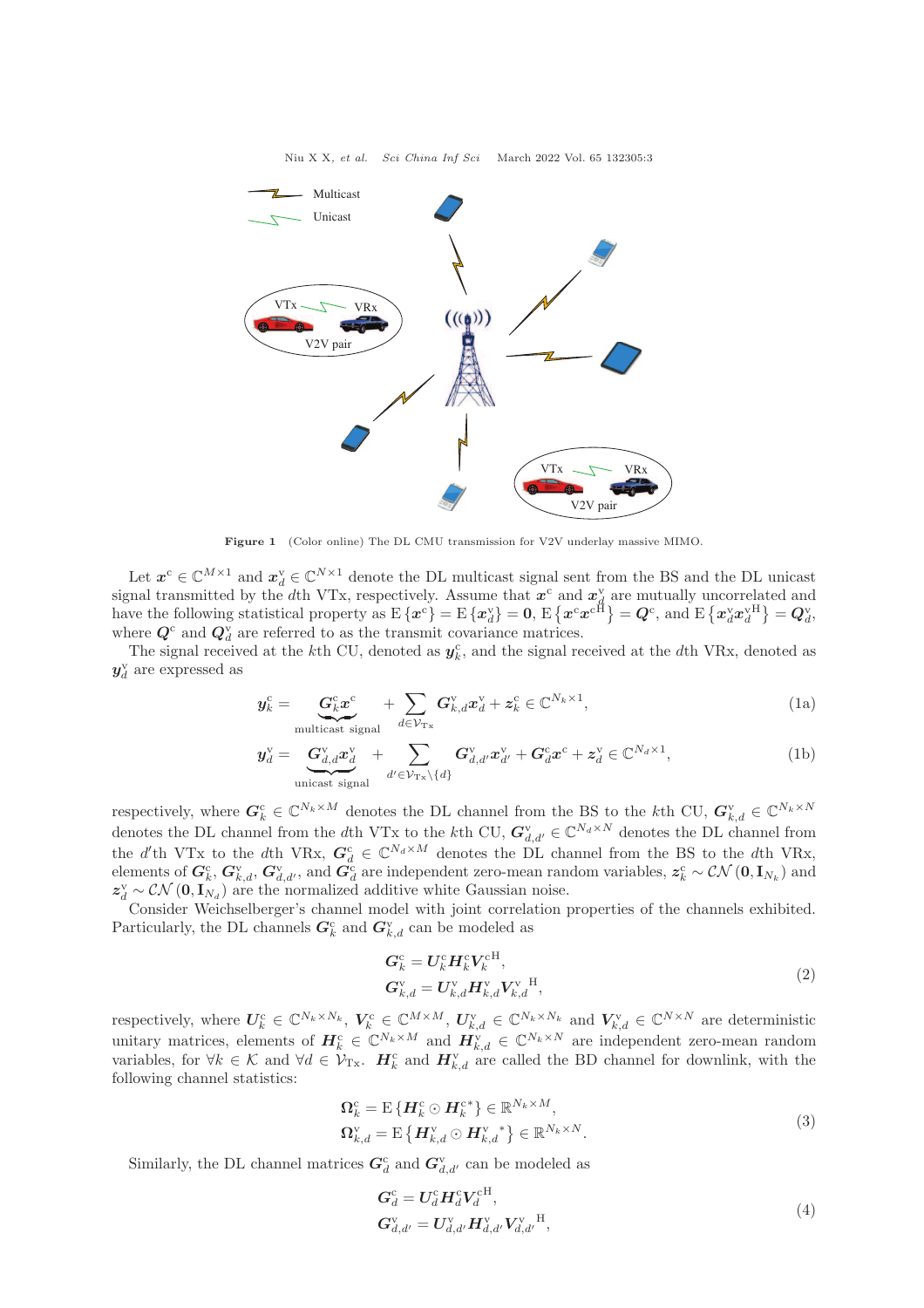Figure 1 (Color online) The DL CMU transmission for V2V underlay massive MIMO.

Let $\boldsymbol{x}^{\mathrm{c}} \in \mathbb{C}^{M\times 1}$ and $\boldsymbol{x}_d^{\mathrm{v}} \in \mathbb{C}^{N\times 1}$ denote the DL multicast signal sent from the BS and the DL unicast signal transmitted by the $d$th VTx, respectively. Assume that $\boldsymbol{x}^{\mathrm{c}}$ and $\boldsymbol{x}_d^{\mathrm{v}}$ are mutually uncorrelated and have the following statistical property as $\mathrm{E}\{\boldsymbol{x}^{\mathrm{c}}\} = \mathrm{E}\{\boldsymbol{x}_d^{\mathrm{v}}\} = \mathbf{0}$, $\mathrm{E}\{\boldsymbol{x}^{\mathrm{c}}\boldsymbol{x}^{\mathrm{c}\mathrm{H}}\} = \boldsymbol{Q}^{\mathrm{c}}$, and $\mathrm{E}\{\boldsymbol{x}_d^{\mathrm{v}}\boldsymbol{x}_d^{\mathrm{v}\mathrm{H}}\} = \boldsymbol{Q}_d^{\mathrm{v}}$, where $\boldsymbol{Q}^{\mathrm{c}}$ and $\boldsymbol{Q}_d^{\mathrm{v}}$ are referred to as the transmit covariance matrices.

The signal received at the $k$th CU, denoted as $\boldsymbol{y}_k^{\mathrm{c}}$, and the signal received at the $d$th VRx, denoted as $\boldsymbol{y}_d^{\mathrm{v}}$ are expressed as

$$
\boldsymbol{y}_k^{\mathrm{c}} = \underbrace{\boldsymbol{G}_k^{\mathrm{c}}\boldsymbol{x}^{\mathrm{c}}}_{\text{multicast signal}} + \sum_{d\in\mathcal{V}_{\mathrm{Tx}}} \boldsymbol{G}_{k,d}^{\mathrm{v}}\boldsymbol{x}_d^{\mathrm{v}} + \boldsymbol{z}_k^{\mathrm{c}} \in \mathbb{C}^{N_k\times 1}, \tag{1a}
$$

$$
\boldsymbol{y}_d^{\mathrm{v}} = \underbrace{\boldsymbol{G}_{d,d}^{\mathrm{v}}\boldsymbol{x}_d^{\mathrm{v}}}_{\text{unicast signal}} + \sum_{d'\in\mathcal{V}_{\mathrm{Tx}}\backslash\{d\}} \boldsymbol{G}_{d,d'}^{\mathrm{v}}\boldsymbol{x}_{d'}^{\mathrm{v}} + \boldsymbol{G}_d^{\mathrm{c}}\boldsymbol{x}^{\mathrm{c}} + \boldsymbol{z}_d^{\mathrm{v}} \in \mathbb{C}^{N_d\times 1}, \tag{1b}
$$

respectively, where $\boldsymbol{G}_k^{\mathrm{c}} \in \mathbb{C}^{N_k\times M}$ denotes the DL channel from the BS to the $k$th CU, $\boldsymbol{G}_{k,d}^{\mathrm{v}} \in \mathbb{C}^{N_k\times N}$ denotes the DL channel from the $d$th VTx to the $k$th CU, $\boldsymbol{G}_{d,d'}^{\mathrm{v}} \in \mathbb{C}^{N_d\times N}$ denotes the DL channel from the $d'$th VTx to the $d$th VRx, $\boldsymbol{G}_d^{\mathrm{c}} \in \mathbb{C}^{N_d\times M}$ denotes the DL channel from the BS to the $d$th VRx, elements of $\boldsymbol{G}_k^{\mathrm{c}}$, $\boldsymbol{G}_{k,d}^{\mathrm{v}}$, $\boldsymbol{G}_{d,d'}^{\mathrm{v}}$, and $\boldsymbol{G}_d^{\mathrm{c}}$ are independent zero-mean random variables, $\boldsymbol{z}_k^{\mathrm{c}} \sim \mathcal{CN}(\mathbf{0}, \mathbf{I}_{N_k})$ and $\boldsymbol{z}_d^{\mathrm{v}} \sim \mathcal{CN}(\mathbf{0}, \mathbf{I}_{N_d})$ are the normalized additive white Gaussian noise.

Consider Weichselberger's channel model with joint correlation properties of the channels exhibited. Particularly, the DL channels $\boldsymbol{G}_k^{\mathrm{c}}$ and $\boldsymbol{G}_{k,d}^{\mathrm{v}}$ can be modeled as

$$
\begin{aligned}
\boldsymbol{G}_k^{\mathrm{c}} &= \boldsymbol{U}_k^{\mathrm{c}}\boldsymbol{H}_k^{\mathrm{c}}\boldsymbol{V}_k^{\mathrm{c}\mathrm{H}}, \\
\boldsymbol{G}_{k,d}^{\mathrm{v}} &= \boldsymbol{U}_{k,d}^{\mathrm{v}}\boldsymbol{H}_{k,d}^{\mathrm{v}}{\boldsymbol{V}_{k,d}^{\mathrm{v}}}^{\mathrm{H}},
\end{aligned} \tag{2}
$$

respectively, where $\boldsymbol{U}_k^{\mathrm{c}} \in \mathbb{C}^{N_k\times N_k}$, $\boldsymbol{V}_k^{\mathrm{c}} \in \mathbb{C}^{M\times M}$, $\boldsymbol{U}_{k,d}^{\mathrm{v}} \in \mathbb{C}^{N_k\times N_k}$ and $\boldsymbol{V}_{k,d}^{\mathrm{v}} \in \mathbb{C}^{N\times N}$ are deterministic unitary matrices, elements of $\boldsymbol{H}_k^{\mathrm{c}} \in \mathbb{C}^{N_k\times M}$ and $\boldsymbol{H}_{k,d}^{\mathrm{v}} \in \mathbb{C}^{N_k\times N}$ are independent zero-mean random variables, for $\forall k \in \mathcal{K}$ and $\forall d \in \mathcal{V}_{\mathrm{Tx}}$. $\boldsymbol{H}_k^{\mathrm{c}}$ and $\boldsymbol{H}_{k,d}^{\mathrm{v}}$ are called the BD channel for downlink, with the following channel statistics:

$$
\begin{aligned}
\boldsymbol{\Omega}_k^{\mathrm{c}} &= \mathrm{E}\{\boldsymbol{H}_k^{\mathrm{c}} \odot \boldsymbol{H}_k^{\mathrm{c}*}\} \in \mathbb{R}^{N_k\times M}, \\
\boldsymbol{\Omega}_{k,d}^{\mathrm{v}} &= \mathrm{E}\{\boldsymbol{H}_{k,d}^{\mathrm{v}} \odot {\boldsymbol{H}_{k,d}^{\mathrm{v}}}^{*}\} \in \mathbb{R}^{N_k\times N}.
\end{aligned} \tag{3}
$$

Similarly, the DL channel matrices $\boldsymbol{G}_d^{\mathrm{c}}$ and $\boldsymbol{G}_{d,d'}^{\mathrm{v}}$ can be modeled as

$$
\begin{aligned}
\boldsymbol{G}_d^{\mathrm{c}} &= \boldsymbol{U}_d^{\mathrm{c}}\boldsymbol{H}_d^{\mathrm{c}}\boldsymbol{V}_d^{\mathrm{c}\mathrm{H}}, \\
\boldsymbol{G}_{d,d'}^{\mathrm{v}} &= \boldsymbol{U}_{d,d'}^{\mathrm{v}}\boldsymbol{H}_{d,d'}^{\mathrm{v}}{\boldsymbol{V}_{d,d'}^{\mathrm{v}}}^{\mathrm{H}},
\end{aligned} \tag{4}
$$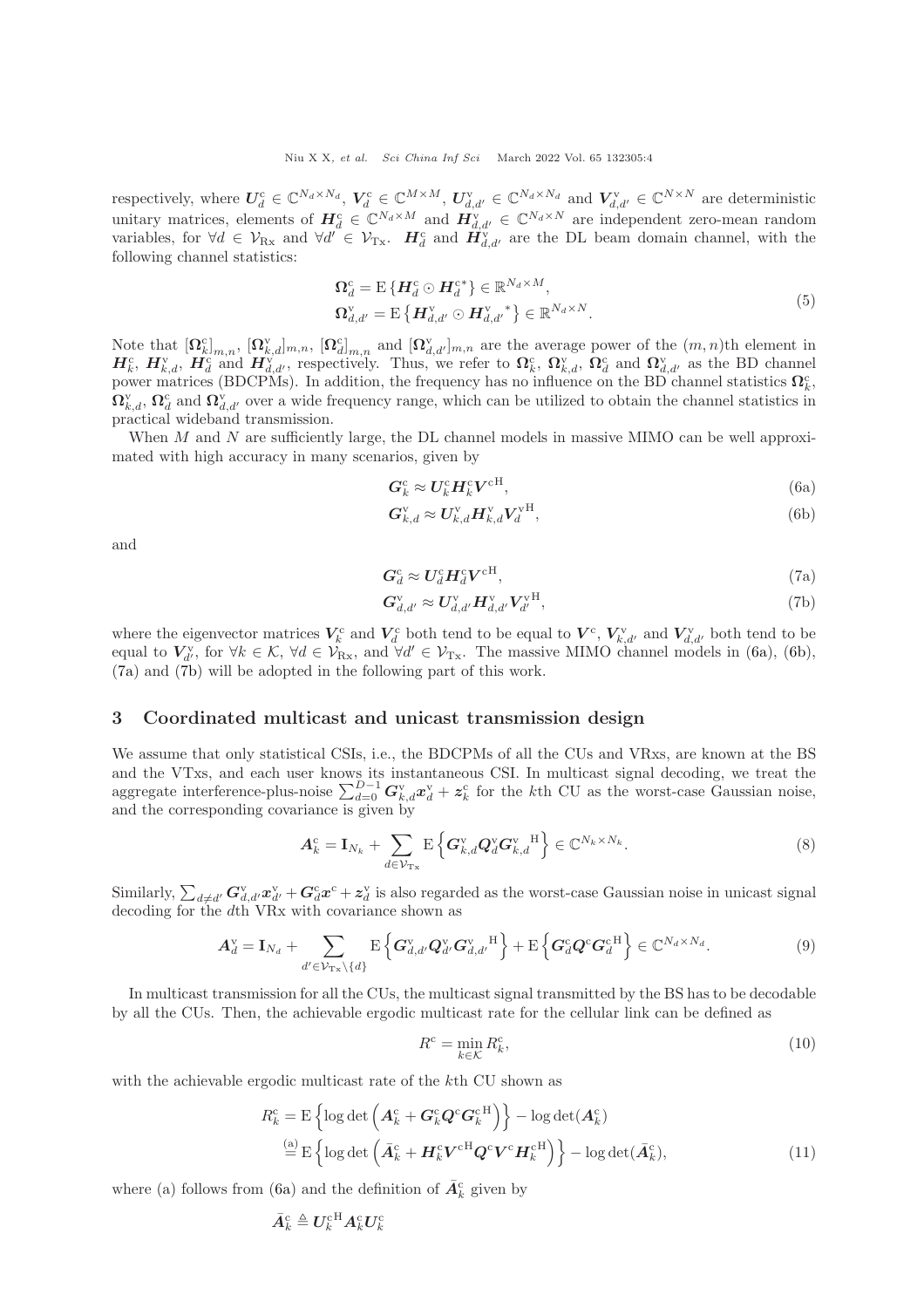respectively, where $\boldsymbol{U}_d^{\mathrm{c}} \in \mathbb{C}^{N_d \times N_d}$, $\boldsymbol{V}_d^{\mathrm{c}} \in \mathbb{C}^{M \times M}$, $\boldsymbol{U}_{d,d'}^{\mathrm{v}} \in \mathbb{C}^{N_d \times N_d}$ and $\boldsymbol{V}_{d,d'}^{\mathrm{v}} \in \mathbb{C}^{N \times N}$ are deterministic unitary matrices, elements of $\boldsymbol{H}_d^{\mathrm{c}} \in \mathbb{C}^{N_d \times M}$ and $\boldsymbol{H}_{d,d'}^{\mathrm{v}} \in \mathbb{C}^{N_d \times N}$ are independent zero-mean random variables, for $\forall d \in \mathcal{V}_{\mathrm{Rx}}$ and $\forall d' \in \mathcal{V}_{\mathrm{Tx}}$. $\boldsymbol{H}_d^{\mathrm{c}}$ and $\boldsymbol{H}_{d,d'}^{\mathrm{v}}$ are the DL beam domain channel, with the following channel statistics:

$$
\begin{aligned}
\boldsymbol{\Omega}_d^{\mathrm{c}} &= \mathrm{E}\left\{\boldsymbol{H}_d^{\mathrm{c}} \odot \boldsymbol{H}_d^{\mathrm{c}*}\right\} \in \mathbb{R}^{N_d \times M}, \\
\boldsymbol{\Omega}_{d,d'}^{\mathrm{v}} &= \mathrm{E}\left\{\boldsymbol{H}_{d,d'}^{\mathrm{v}} \odot {\boldsymbol{H}_{d,d'}^{\mathrm{v}}}^{*}\right\} \in \mathbb{R}^{N_d \times N}.
\end{aligned} \tag{5}
$$

Note that $[\boldsymbol{\Omega}_k^{\mathrm{c}}]_{m,n}$, $[\boldsymbol{\Omega}_{k,d}^{\mathrm{v}}]_{m,n}$, $[\boldsymbol{\Omega}_d^{\mathrm{c}}]_{m,n}$ and $[\boldsymbol{\Omega}_{d,d'}^{\mathrm{v}}]_{m,n}$ are the average power of the $(m,n)$th element in $\boldsymbol{H}_k^{\mathrm{c}}$, $\boldsymbol{H}_{k,d}^{\mathrm{v}}$, $\boldsymbol{H}_d^{\mathrm{c}}$ and $\boldsymbol{H}_{d,d'}^{\mathrm{v}}$, respectively. Thus, we refer to $\boldsymbol{\Omega}_k^{\mathrm{c}}$, $\boldsymbol{\Omega}_{k,d}^{\mathrm{v}}$, $\boldsymbol{\Omega}_d^{\mathrm{c}}$ and $\boldsymbol{\Omega}_{d,d'}^{\mathrm{v}}$ as the BD channel power matrices (BDCPMs). In addition, the frequency has no influence on the BD channel statistics $\boldsymbol{\Omega}_k^{\mathrm{c}}$, $\boldsymbol{\Omega}_{k,d}^{\mathrm{v}}$, $\boldsymbol{\Omega}_d^{\mathrm{c}}$ and $\boldsymbol{\Omega}_{d,d'}^{\mathrm{v}}$ over a wide frequency range, which can be utilized to obtain the channel statistics in practical wideband transmission.

When $M$ and $N$ are sufficiently large, the DL channel models in massive MIMO can be well approximated with high accuracy in many scenarios, given by

$$
\boldsymbol{G}_k^{\mathrm{c}} \approx \boldsymbol{U}_k^{\mathrm{c}} \boldsymbol{H}_k^{\mathrm{c}} \boldsymbol{V}^{\mathrm{cH}}, \tag{6a}
$$

$$
\boldsymbol{G}_{k,d}^{\mathrm{v}} \approx \boldsymbol{U}_{k,d}^{\mathrm{v}} \boldsymbol{H}_{k,d}^{\mathrm{v}} \boldsymbol{V}_d^{\mathrm{vH}}, \tag{6b}
$$

and

$$
\boldsymbol{G}_d^{\mathrm{c}} \approx \boldsymbol{U}_d^{\mathrm{c}} \boldsymbol{H}_d^{\mathrm{c}} \boldsymbol{V}^{\mathrm{cH}}, \tag{7a}
$$

$$
\boldsymbol{G}_{d,d'}^{\mathrm{v}} \approx \boldsymbol{U}_{d,d'}^{\mathrm{v}} \boldsymbol{H}_{d,d'}^{\mathrm{v}} \boldsymbol{V}_{d'}^{\mathrm{vH}}, \tag{7b}
$$

where the eigenvector matrices $\boldsymbol{V}_k^{\mathrm{c}}$ and $\boldsymbol{V}_d^{\mathrm{c}}$ both tend to be equal to $\boldsymbol{V}^{\mathrm{c}}$, $\boldsymbol{V}_{k,d'}^{\mathrm{v}}$ and $\boldsymbol{V}_{d,d'}^{\mathrm{v}}$ both tend to be equal to $\boldsymbol{V}_{d'}^{\mathrm{v}}$, for $\forall k \in \mathcal{K}$, $\forall d \in \mathcal{V}_{\mathrm{Rx}}$, and $\forall d' \in \mathcal{V}_{\mathrm{Tx}}$. The massive MIMO channel models in (6a), (6b), (7a) and (7b) will be adopted in the following part of this work.

## 3 Coordinated multicast and unicast transmission design

We assume that only statistical CSIs, i.e., the BDCPMs of all the CUs and VRxs, are known at the BS and the VTxs, and each user knows its instantaneous CSI. In multicast signal decoding, we treat the aggregate interference-plus-noise $\sum_{d=0}^{D-1} \boldsymbol{G}_{k,d}^{\mathrm{v}} \boldsymbol{x}_d^{\mathrm{v}} + \boldsymbol{z}_k^{\mathrm{c}}$ for the $k$th CU as the worst-case Gaussian noise, and the corresponding covariance is given by

$$
\boldsymbol{A}_k^{\mathrm{c}} = \mathbf{I}_{N_k} + \sum_{d \in \mathcal{V}_{\mathrm{Tx}}} \mathrm{E}\left\{\boldsymbol{G}_{k,d}^{\mathrm{v}} \boldsymbol{Q}_d^{\mathrm{v}} {\boldsymbol{G}_{k,d}^{\mathrm{v}}}^{\mathrm{H}}\right\} \in \mathbb{C}^{N_k \times N_k}. \tag{8}
$$

Similarly, $\sum_{d \neq d'} \boldsymbol{G}_{d,d'}^{\mathrm{v}} \boldsymbol{x}_{d'}^{\mathrm{v}} + \boldsymbol{G}_d^{\mathrm{c}} \boldsymbol{x}^{\mathrm{c}} + \boldsymbol{z}_d^{\mathrm{v}}$ is also regarded as the worst-case Gaussian noise in unicast signal decoding for the $d$th VRx with covariance shown as

$$
\boldsymbol{A}_d^{\mathrm{v}} = \mathbf{I}_{N_d} + \sum_{d' \in \mathcal{V}_{\mathrm{Tx}} \setminus \{d\}} \mathrm{E}\left\{\boldsymbol{G}_{d,d'}^{\mathrm{v}} \boldsymbol{Q}_{d'}^{\mathrm{v}} {\boldsymbol{G}_{d,d'}^{\mathrm{v}}}^{\mathrm{H}}\right\} + \mathrm{E}\left\{\boldsymbol{G}_d^{\mathrm{c}} \boldsymbol{Q}^{\mathrm{c}} {\boldsymbol{G}_d^{\mathrm{c}}}^{\mathrm{H}}\right\} \in \mathbb{C}^{N_d \times N_d}. \tag{9}
$$

In multicast transmission for all the CUs, the multicast signal transmitted by the BS has to be decodable by all the CUs. Then, the achievable ergodic multicast rate for the cellular link can be defined as

$$
R^{\mathrm{c}} = \min_{k \in \mathcal{K}} R_k^{\mathrm{c}}, \tag{10}
$$

with the achievable ergodic multicast rate of the $k$th CU shown as

$$
\begin{aligned}
R_k^{\mathrm{c}} &= \mathrm{E}\left\{\log\det\left(\boldsymbol{A}_k^{\mathrm{c}} + \boldsymbol{G}_k^{\mathrm{c}} \boldsymbol{Q}^{\mathrm{c}} {\boldsymbol{G}_k^{\mathrm{c}}}^{\mathrm{H}}\right)\right\} - \log\det(\boldsymbol{A}_k^{\mathrm{c}}) \\
&\overset{(\mathrm{a})}{=} \mathrm{E}\left\{\log\det\left(\bar{\boldsymbol{A}}_k^{\mathrm{c}} + \boldsymbol{H}_k^{\mathrm{c}} \boldsymbol{V}^{\mathrm{cH}} \boldsymbol{Q}^{\mathrm{c}} \boldsymbol{V}^{\mathrm{c}} \boldsymbol{H}_k^{\mathrm{cH}}\right)\right\} - \log\det(\bar{\boldsymbol{A}}_k^{\mathrm{c}}),
\end{aligned} \tag{11}
$$

where (a) follows from (6a) and the definition of $\bar{\boldsymbol{A}}_k^{\mathrm{c}}$ given by

$$
\bar{\boldsymbol{A}}_k^{\mathrm{c}} \triangleq \boldsymbol{U}_k^{\mathrm{cH}} \boldsymbol{A}_k^{\mathrm{c}} \boldsymbol{U}_k^{\mathrm{c}}
$$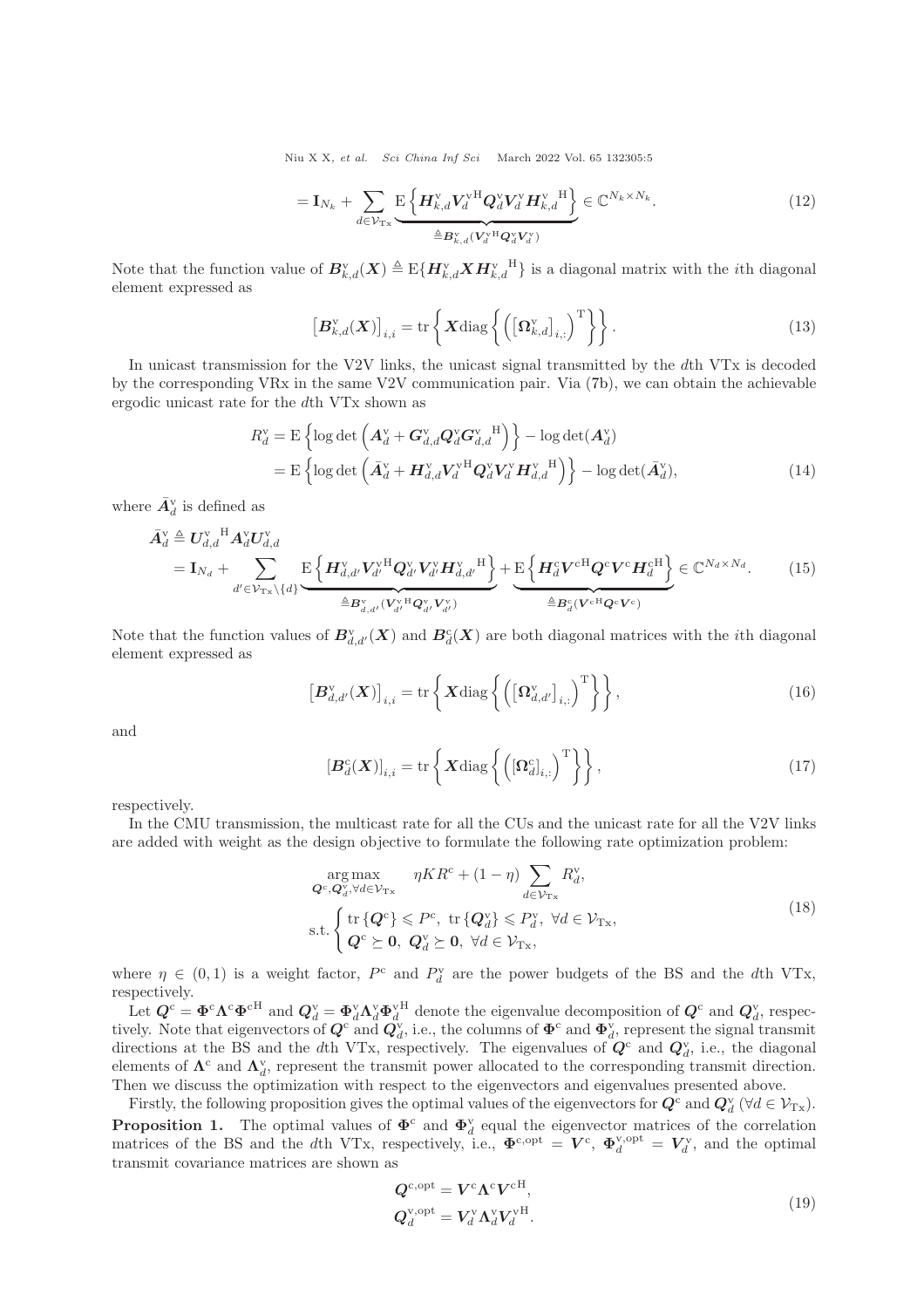$$= \mathbf{I}_{N_k} + \sum_{d \in \mathcal{V}_{\mathrm{Tx}}} \underbrace{\mathrm{E}\left\{ \boldsymbol{H}_{k,d}^{\mathrm{v}} \boldsymbol{V}_d^{\mathrm{v}\,\mathrm{H}} \boldsymbol{Q}_d^{\mathrm{v}} \boldsymbol{V}_d^{\mathrm{v}} {\boldsymbol{H}_{k,d}^{\mathrm{v}}}^{\mathrm{H}} \right\}}_{\triangleq \boldsymbol{B}_{k,d}^{\mathrm{v}}(\boldsymbol{V}_d^{\mathrm{v}\,\mathrm{H}} \boldsymbol{Q}_d^{\mathrm{v}} \boldsymbol{V}_d^{\mathrm{v}})} \in \mathbb{C}^{N_k \times N_k}. \tag{12}$$

Note that the function value of $\boldsymbol{B}_{k,d}^{\mathrm{v}}(\boldsymbol{X}) \triangleq \mathrm{E}\{\boldsymbol{H}_{k,d}^{\mathrm{v}} \boldsymbol{X} {\boldsymbol{H}_{k,d}^{\mathrm{v}}}^{\mathrm{H}}\}$ is a diagonal matrix with the $i$th diagonal element expressed as

$$\left[\boldsymbol{B}_{k,d}^{\mathrm{v}}(\boldsymbol{X})\right]_{i,i} = \mathrm{tr}\left\{ \boldsymbol{X} \mathrm{diag}\left\{ \left( \left[\boldsymbol{\Omega}_{k,d}^{\mathrm{v}}\right]_{i,:} \right)^{\mathrm{T}} \right\} \right\}. \tag{13}$$

In unicast transmission for the V2V links, the unicast signal transmitted by the $d$th VTx is decoded by the corresponding VRx in the same V2V communication pair. Via (7b), we can obtain the achievable ergodic unicast rate for the $d$th VTx shown as

$$\begin{aligned} R_d^{\mathrm{v}} &= \mathrm{E}\left\{ \log\det\left( \boldsymbol{A}_d^{\mathrm{v}} + \boldsymbol{G}_{d,d}^{\mathrm{v}} \boldsymbol{Q}_d^{\mathrm{v}} {\boldsymbol{G}_{d,d}^{\mathrm{v}}}^{\mathrm{H}} \right) \right\} - \log\det(\boldsymbol{A}_d^{\mathrm{v}}) \\ &= \mathrm{E}\left\{ \log\det\left( \bar{\boldsymbol{A}}_d^{\mathrm{v}} + \boldsymbol{H}_{d,d}^{\mathrm{v}} \boldsymbol{V}_d^{\mathrm{v}\,\mathrm{H}} \boldsymbol{Q}_d^{\mathrm{v}} \boldsymbol{V}_d^{\mathrm{v}} {\boldsymbol{H}_{d,d}^{\mathrm{v}}}^{\mathrm{H}} \right) \right\} - \log\det(\bar{\boldsymbol{A}}_d^{\mathrm{v}}), \end{aligned} \tag{14}$$

where $\bar{\boldsymbol{A}}_d^{\mathrm{v}}$ is defined as

$$\begin{aligned} \bar{\boldsymbol{A}}_d^{\mathrm{v}} &\triangleq {\boldsymbol{U}_{d,d}^{\mathrm{v}}}^{\mathrm{H}} \boldsymbol{A}_d^{\mathrm{v}} \boldsymbol{U}_{d,d}^{\mathrm{v}} \\ &= \mathbf{I}_{N_d} + \sum_{d' \in \mathcal{V}_{\mathrm{Tx}} \setminus \{d\}} \underbrace{\mathrm{E}\left\{ \boldsymbol{H}_{d,d'}^{\mathrm{v}} \boldsymbol{V}_{d'}^{\mathrm{v}\,\mathrm{H}} \boldsymbol{Q}_{d'}^{\mathrm{v}} \boldsymbol{V}_{d'}^{\mathrm{v}} {\boldsymbol{H}_{d,d'}^{\mathrm{v}}}^{\mathrm{H}} \right\}}_{\triangleq \boldsymbol{B}_{d,d'}^{\mathrm{v}}(\boldsymbol{V}_{d'}^{\mathrm{v}\,\mathrm{H}} \boldsymbol{Q}_{d'}^{\mathrm{v}} \boldsymbol{V}_{d'}^{\mathrm{v}})} + \underbrace{\mathrm{E}\left\{ \boldsymbol{H}_d^{\mathrm{c}} \boldsymbol{V}^{\mathrm{c}\,\mathrm{H}} \boldsymbol{Q}^{\mathrm{c}} \boldsymbol{V}^{\mathrm{c}} \boldsymbol{H}_d^{\mathrm{c}\,\mathrm{H}} \right\}}_{\triangleq \boldsymbol{B}_d^{\mathrm{c}}(\boldsymbol{V}^{\mathrm{c}\,\mathrm{H}} \boldsymbol{Q}^{\mathrm{c}} \boldsymbol{V}^{\mathrm{c}})} \in \mathbb{C}^{N_d \times N_d}. \end{aligned} \tag{15}$$

Note that the function values of $\boldsymbol{B}_{d,d'}^{\mathrm{v}}(\boldsymbol{X})$ and $\boldsymbol{B}_d^{\mathrm{c}}(\boldsymbol{X})$ are both diagonal matrices with the $i$th diagonal element expressed as

$$\left[\boldsymbol{B}_{d,d'}^{\mathrm{v}}(\boldsymbol{X})\right]_{i,i} = \mathrm{tr}\left\{ \boldsymbol{X} \mathrm{diag}\left\{ \left( \left[\boldsymbol{\Omega}_{d,d'}^{\mathrm{v}}\right]_{i,:} \right)^{\mathrm{T}} \right\} \right\}, \tag{16}$$

and

$$\left[\boldsymbol{B}_d^{\mathrm{c}}(\boldsymbol{X})\right]_{i,i} = \mathrm{tr}\left\{ \boldsymbol{X} \mathrm{diag}\left\{ \left( \left[\boldsymbol{\Omega}_d^{\mathrm{c}}\right]_{i,:} \right)^{\mathrm{T}} \right\} \right\}, \tag{17}$$

respectively.

In the CMU transmission, the multicast rate for all the CUs and the unicast rate for all the V2V links are added with weight as the design objective to formulate the following rate optimization problem:

$$\begin{aligned} &\underset{\boldsymbol{Q}^{\mathrm{c}}, \boldsymbol{Q}_d^{\mathrm{v}}, \forall d \in \mathcal{V}_{\mathrm{Tx}}}{\arg\max} \quad \eta K R^{\mathrm{c}} + (1-\eta) \sum_{d \in \mathcal{V}_{\mathrm{Tx}}} R_d^{\mathrm{v}}, \\ &\text{s.t.} \begin{cases} \mathrm{tr}\left\{\boldsymbol{Q}^{\mathrm{c}}\right\} \leqslant P^{\mathrm{c}}, \ \mathrm{tr}\left\{\boldsymbol{Q}_d^{\mathrm{v}}\right\} \leqslant P_d^{\mathrm{v}}, \ \forall d \in \mathcal{V}_{\mathrm{Tx}}, \\ \boldsymbol{Q}^{\mathrm{c}} \succeq \mathbf{0}, \ \boldsymbol{Q}_d^{\mathrm{v}} \succeq \mathbf{0}, \ \forall d \in \mathcal{V}_{\mathrm{Tx}}, \end{cases} \end{aligned} \tag{18}$$

where $\eta \in (0,1)$ is a weight factor, $P^{\mathrm{c}}$ and $P_d^{\mathrm{v}}$ are the power budgets of the BS and the $d$th VTx, respectively.

Let $\boldsymbol{Q}^{\mathrm{c}} = \boldsymbol{\Phi}^{\mathrm{c}} \boldsymbol{\Lambda}^{\mathrm{c}} \boldsymbol{\Phi}^{\mathrm{c}\,\mathrm{H}}$ and $\boldsymbol{Q}_d^{\mathrm{v}} = \boldsymbol{\Phi}_d^{\mathrm{v}} \boldsymbol{\Lambda}_d^{\mathrm{v}} \boldsymbol{\Phi}_d^{\mathrm{v}\,\mathrm{H}}$ denote the eigenvalue decomposition of $\boldsymbol{Q}^{\mathrm{c}}$ and $\boldsymbol{Q}_d^{\mathrm{v}}$, respectively. Note that eigenvectors of $\boldsymbol{Q}^{\mathrm{c}}$ and $\boldsymbol{Q}_d^{\mathrm{v}}$, i.e., the columns of $\boldsymbol{\Phi}^{\mathrm{c}}$ and $\boldsymbol{\Phi}_d^{\mathrm{v}}$, represent the signal transmit directions at the BS and the $d$th VTx, respectively. The eigenvalues of $\boldsymbol{Q}^{\mathrm{c}}$ and $\boldsymbol{Q}_d^{\mathrm{v}}$, i.e., the diagonal elements of $\boldsymbol{\Lambda}^{\mathrm{c}}$ and $\boldsymbol{\Lambda}_d^{\mathrm{v}}$, represent the transmit power allocated to the corresponding transmit direction. Then we discuss the optimization with respect to the eigenvectors and eigenvalues presented above.

Firstly, the following proposition gives the optimal values of the eigenvectors for $\boldsymbol{Q}^{\mathrm{c}}$ and $\boldsymbol{Q}_d^{\mathrm{v}}$ ($\forall d \in \mathcal{V}_{\mathrm{Tx}}$).

**Proposition 1.** The optimal values of $\boldsymbol{\Phi}^{\mathrm{c}}$ and $\boldsymbol{\Phi}_d^{\mathrm{v}}$ equal the eigenvector matrices of the correlation matrices of the BS and the $d$th VTx, respectively, i.e., $\boldsymbol{\Phi}^{\mathrm{c,opt}} = \boldsymbol{V}^{\mathrm{c}}$, $\boldsymbol{\Phi}_d^{\mathrm{v,opt}} = \boldsymbol{V}_d^{\mathrm{v}}$, and the optimal transmit covariance matrices are shown as

$$\begin{aligned} \boldsymbol{Q}^{\mathrm{c,opt}} &= \boldsymbol{V}^{\mathrm{c}} \boldsymbol{\Lambda}^{\mathrm{c}} \boldsymbol{V}^{\mathrm{c}\,\mathrm{H}}, \\ \boldsymbol{Q}_d^{\mathrm{v,opt}} &= \boldsymbol{V}_d^{\mathrm{v}} \boldsymbol{\Lambda}_d^{\mathrm{v}} \boldsymbol{V}_d^{\mathrm{v}\,\mathrm{H}}. \end{aligned} \tag{19}$$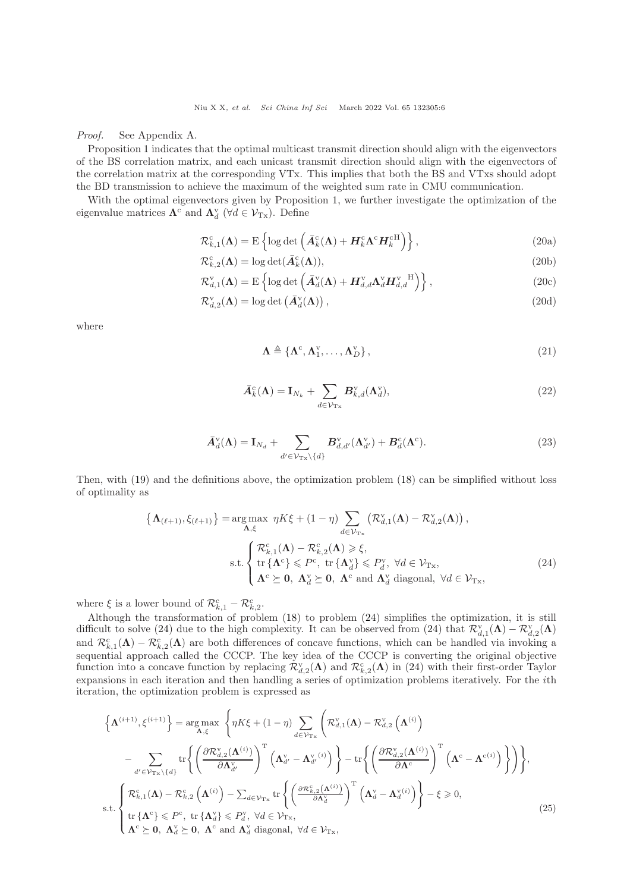*Proof.* See Appendix A.

Proposition 1 indicates that the optimal multicast transmit direction should align with the eigenvectors of the BS correlation matrix, and each unicast transmit direction should align with the eigenvectors of the correlation matrix at the corresponding VTx. This implies that both the BS and VTxs should adopt the BD transmission to achieve the maximum of the weighted sum rate in CMU communication.

With the optimal eigenvectors given by Proposition 1, we further investigate the optimization of the eigenvalue matrices $\mathbf{\Lambda}^{\mathrm{c}}$ and $\mathbf{\Lambda}_d^{\mathrm{v}}$ ($\forall d \in \mathcal{V}_{\mathrm{Tx}}$). Define

$$\mathcal{R}_{k,1}^{\mathrm{c}}(\mathbf{\Lambda}) = \mathrm{E}\left\{\log\det\left(\bar{\boldsymbol{A}}_k^{\mathrm{c}}(\mathbf{\Lambda}) + \boldsymbol{H}_k^{\mathrm{c}}\mathbf{\Lambda}^{\mathrm{c}}\boldsymbol{H}_k^{\mathrm{cH}}\right)\right\}, \tag{20a}$$

$$\mathcal{R}_{k,2}^{\mathrm{c}}(\mathbf{\Lambda}) = \log\det(\bar{\boldsymbol{A}}_k^{\mathrm{c}}(\mathbf{\Lambda})), \tag{20b}$$

$$\mathcal{R}_{d,1}^{\mathrm{v}}(\mathbf{\Lambda}) = \mathrm{E}\left\{\log\det\left(\bar{\boldsymbol{A}}_d^{\mathrm{v}}(\mathbf{\Lambda}) + \boldsymbol{H}_{d,d}^{\mathrm{v}}\mathbf{\Lambda}_d^{\mathrm{v}}{\boldsymbol{H}_{d,d}^{\mathrm{v}}}^{\mathrm{H}}\right)\right\}, \tag{20c}$$

$$\mathcal{R}_{d,2}^{\mathrm{v}}(\mathbf{\Lambda}) = \log\det\left(\bar{\boldsymbol{A}}_d^{\mathrm{v}}(\mathbf{\Lambda})\right), \tag{20d}$$

where

$$\mathbf{\Lambda} \triangleq \left\{\mathbf{\Lambda}^{\mathrm{c}}, \mathbf{\Lambda}_1^{\mathrm{v}}, \ldots, \mathbf{\Lambda}_D^{\mathrm{v}}\right\}, \tag{21}$$

$$\bar{\boldsymbol{A}}_k^{\mathrm{c}}(\mathbf{\Lambda}) = \mathbf{I}_{N_k} + \sum_{d\in\mathcal{V}_{\mathrm{Tx}}} \boldsymbol{B}_{k,d}^{\mathrm{v}}(\mathbf{\Lambda}_d^{\mathrm{v}}), \tag{22}$$

$$\bar{\boldsymbol{A}}_d^{\mathrm{v}}(\mathbf{\Lambda}) = \mathbf{I}_{N_d} + \sum_{d'\in\mathcal{V}_{\mathrm{Tx}}\backslash\{d\}} \boldsymbol{B}_{d,d'}^{\mathrm{v}}(\mathbf{\Lambda}_{d'}^{\mathrm{v}}) + \boldsymbol{B}_d^{\mathrm{c}}(\mathbf{\Lambda}^{\mathrm{c}}). \tag{23}$$

Then, with (19) and the definitions above, the optimization problem (18) can be simplified without loss of optimality as

$$\left\{\mathbf{\Lambda}_{(\ell+1)}, \xi_{(\ell+1)}\right\} = \arg\max_{\mathbf{\Lambda},\xi}\ \eta K\xi + (1-\eta)\sum_{d\in\mathcal{V}_{\mathrm{Tx}}}\left(\mathcal{R}_{d,1}^{\mathrm{v}}(\mathbf{\Lambda}) - \mathcal{R}_{d,2}^{\mathrm{v}}(\mathbf{\Lambda})\right),$$
$$\text{s.t.}\begin{cases}\mathcal{R}_{k,1}^{\mathrm{c}}(\mathbf{\Lambda}) - \mathcal{R}_{k,2}^{\mathrm{c}}(\mathbf{\Lambda}) \geqslant \xi,\\ \mathrm{tr}\left\{\mathbf{\Lambda}^{\mathrm{c}}\right\} \leqslant P^{\mathrm{c}},\ \mathrm{tr}\left\{\mathbf{\Lambda}_d^{\mathrm{v}}\right\} \leqslant P_d^{\mathrm{v}},\ \forall d\in\mathcal{V}_{\mathrm{Tx}},\\ \mathbf{\Lambda}^{\mathrm{c}} \succeq \mathbf{0},\ \mathbf{\Lambda}_d^{\mathrm{v}} \succeq \mathbf{0},\ \mathbf{\Lambda}^{\mathrm{c}} \text{ and } \mathbf{\Lambda}_d^{\mathrm{v}} \text{ diagonal},\ \forall d\in\mathcal{V}_{\mathrm{Tx}},\end{cases} \tag{24}$$

where $\xi$ is a lower bound of $\mathcal{R}_{k,1}^{\mathrm{c}} - \mathcal{R}_{k,2}^{\mathrm{c}}$.

Although the transformation of problem (18) to problem (24) simplifies the optimization, it is still difficult to solve (24) due to the high complexity. It can be observed from (24) that $\mathcal{R}_{d,1}^{\mathrm{v}}(\mathbf{\Lambda}) - \mathcal{R}_{d,2}^{\mathrm{v}}(\mathbf{\Lambda})$ and $\mathcal{R}_{k,1}^{\mathrm{c}}(\mathbf{\Lambda}) - \mathcal{R}_{k,2}^{\mathrm{c}}(\mathbf{\Lambda})$ are both differences of concave functions, which can be handled via invoking a sequential approach called the CCCP. The key idea of the CCCP is converting the original objective function into a concave function by replacing $\mathcal{R}_{d,2}^{\mathrm{v}}(\mathbf{\Lambda})$ and $\mathcal{R}_{k,2}^{\mathrm{c}}(\mathbf{\Lambda})$ in (24) with their first-order Taylor expansions in each iteration and then handling a series of optimization problems iteratively. For the $i$th iteration, the optimization problem is expressed as

$$\left\{\mathbf{\Lambda}^{(i+1)}, \xi^{(i+1)}\right\} = \arg\max_{\mathbf{\Lambda},\xi}\ \left\{\eta K\xi + (1-\eta)\sum_{d\in\mathcal{V}_{\mathrm{Tx}}}\left(\mathcal{R}_{d,1}^{\mathrm{v}}(\mathbf{\Lambda}) - \mathcal{R}_{d,2}^{\mathrm{v}}\left(\mathbf{\Lambda}^{(i)}\right)\right.\right.$$
$$\left.\left. - \sum_{d'\in\mathcal{V}_{\mathrm{Tx}}\backslash\{d\}}\mathrm{tr}\left\{\left(\frac{\partial\mathcal{R}_{d,2}^{\mathrm{v}}(\mathbf{\Lambda}^{(i)})}{\partial\mathbf{\Lambda}_{d'}^{\mathrm{v}}}\right)^{\mathrm{T}}\left(\mathbf{\Lambda}_{d'}^{\mathrm{v}} - {\mathbf{\Lambda}_{d'}^{\mathrm{v}}}^{(i)}\right)\right\} - \mathrm{tr}\left\{\left(\frac{\partial\mathcal{R}_{d,2}^{\mathrm{v}}(\mathbf{\Lambda}^{(i)})}{\partial\mathbf{\Lambda}^{\mathrm{c}}}\right)^{\mathrm{T}}\left(\mathbf{\Lambda}^{\mathrm{c}} - {\mathbf{\Lambda}^{\mathrm{c}}}^{(i)}\right)\right\}\right)\right\},$$
$$\text{s.t.}\begin{cases}\mathcal{R}_{k,1}^{\mathrm{c}}(\mathbf{\Lambda}) - \mathcal{R}_{k,2}^{\mathrm{c}}\left(\mathbf{\Lambda}^{(i)}\right) - \sum_{d\in\mathcal{V}_{\mathrm{Tx}}}\mathrm{tr}\left\{\left(\frac{\partial\mathcal{R}_{k,2}^{\mathrm{c}}(\mathbf{\Lambda}^{(i)})}{\partial\mathbf{\Lambda}_d^{\mathrm{v}}}\right)^{\mathrm{T}}\left(\mathbf{\Lambda}_d^{\mathrm{v}} - {\mathbf{\Lambda}_d^{\mathrm{v}}}^{(i)}\right)\right\} - \xi \geqslant 0,\\ \mathrm{tr}\left\{\mathbf{\Lambda}^{\mathrm{c}}\right\} \leqslant P^{\mathrm{c}},\ \mathrm{tr}\left\{\mathbf{\Lambda}_d^{\mathrm{v}}\right\} \leqslant P_d^{\mathrm{v}},\ \forall d\in\mathcal{V}_{\mathrm{Tx}},\\ \mathbf{\Lambda}^{\mathrm{c}} \succeq \mathbf{0},\ \mathbf{\Lambda}_d^{\mathrm{v}} \succeq \mathbf{0},\ \mathbf{\Lambda}^{\mathrm{c}} \text{ and } \mathbf{\Lambda}_d^{\mathrm{v}} \text{ diagonal},\ \forall d\in\mathcal{V}_{\mathrm{Tx}},\end{cases} \tag{25}$$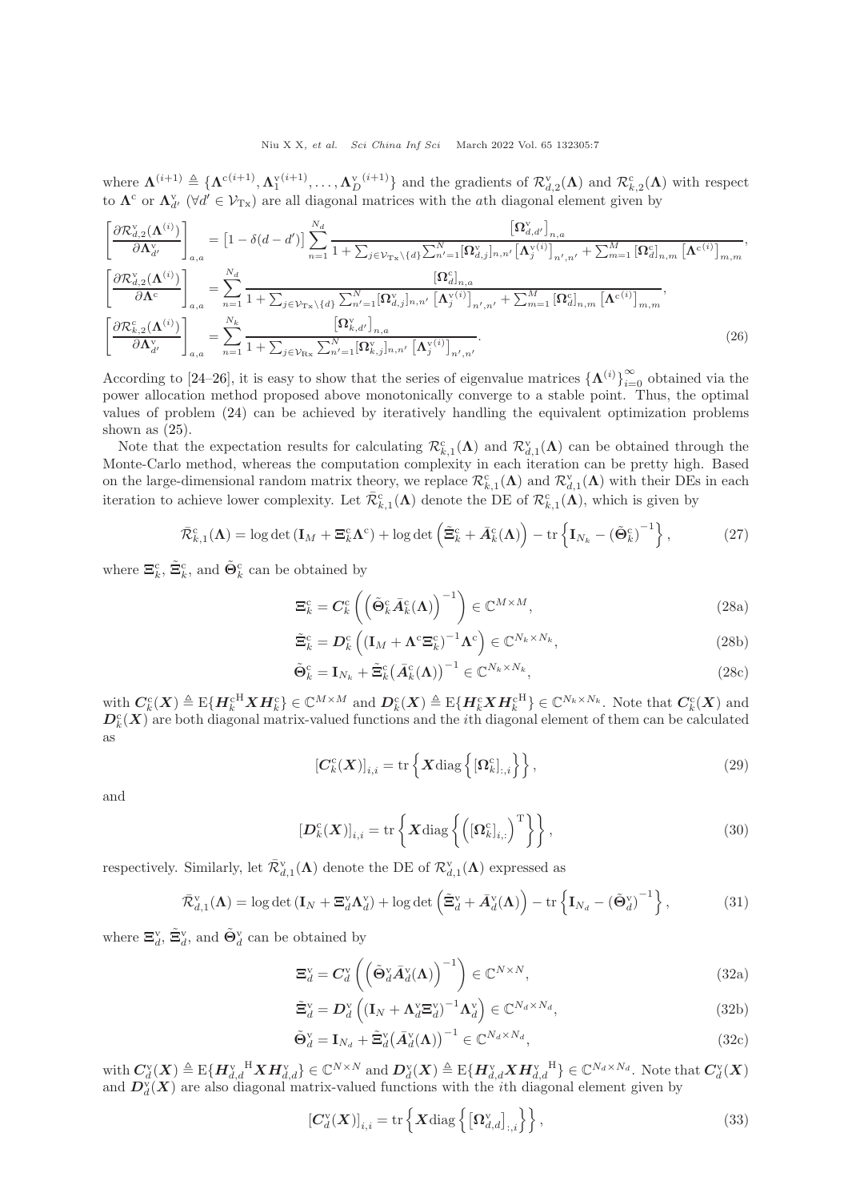where $\boldsymbol{\Lambda}^{(i+1)} \triangleq \{\boldsymbol{\Lambda}^{\mathrm{c}(i+1)}, \boldsymbol{\Lambda}_1^{\mathrm{v}(i+1)}, \ldots, \boldsymbol{\Lambda}_D^{\mathrm{v}\,(i+1)}\}$ and the gradients of $\mathcal{R}_{d,2}^{\mathrm{v}}(\boldsymbol{\Lambda})$ and $\mathcal{R}_{k,2}^{\mathrm{c}}(\boldsymbol{\Lambda})$ with respect to $\boldsymbol{\Lambda}^{\mathrm{c}}$ or $\boldsymbol{\Lambda}_{d'}^{\mathrm{v}}$ ($\forall d' \in \mathcal{V}_{\mathrm{Tx}}$) are all diagonal matrices with the $a$th diagonal element given by

$$
\begin{aligned}
\left[\frac{\partial \mathcal{R}_{d,2}^{\mathrm{v}}(\boldsymbol{\Lambda}^{(i)})}{\partial \boldsymbol{\Lambda}_{d'}^{\mathrm{v}}}\right]_{a,a} &= \left[1-\delta(d-d')\right] \sum_{n=1}^{N_d} \frac{\left[\boldsymbol{\Omega}_{d,d'}^{\mathrm{v}}\right]_{n,a}}{1+\sum_{j\in\mathcal{V}_{\mathrm{Tx}}\setminus\{d\}}\sum_{n'=1}^{N}[\boldsymbol{\Omega}_{d,j}^{\mathrm{v}}]_{n,n'}\left[\boldsymbol{\Lambda}_j^{\mathrm{v}(i)}\right]_{n',n'}+\sum_{m=1}^{M}\left[\boldsymbol{\Omega}_d^{\mathrm{c}}\right]_{n,m}\left[\boldsymbol{\Lambda}^{\mathrm{c}(i)}\right]_{m,m}},\\
\left[\frac{\partial \mathcal{R}_{d,2}^{\mathrm{v}}(\boldsymbol{\Lambda}^{(i)})}{\partial \boldsymbol{\Lambda}^{\mathrm{c}}}\right]_{a,a} &= \sum_{n=1}^{N_d} \frac{\left[\boldsymbol{\Omega}_d^{\mathrm{c}}\right]_{n,a}}{1+\sum_{j\in\mathcal{V}_{\mathrm{Tx}}\setminus\{d\}}\sum_{n'=1}^{N}[\boldsymbol{\Omega}_{d,j}^{\mathrm{v}}]_{n,n'}\left[\boldsymbol{\Lambda}_j^{\mathrm{v}(i)}\right]_{n',n'}+\sum_{m=1}^{M}\left[\boldsymbol{\Omega}_d^{\mathrm{c}}\right]_{n,m}\left[\boldsymbol{\Lambda}^{\mathrm{c}(i)}\right]_{m,m}},\\
\left[\frac{\partial \mathcal{R}_{k,2}^{\mathrm{c}}(\boldsymbol{\Lambda}^{(i)})}{\partial \boldsymbol{\Lambda}_{d'}^{\mathrm{v}}}\right]_{a,a} &= \sum_{n=1}^{N_k} \frac{\left[\boldsymbol{\Omega}_{k,d'}^{\mathrm{v}}\right]_{n,a}}{1+\sum_{j\in\mathcal{V}_{\mathrm{Rx}}}\sum_{n'=1}^{N}[\boldsymbol{\Omega}_{k,j}^{\mathrm{v}}]_{n,n'}\left[\boldsymbol{\Lambda}_j^{\mathrm{v}(i)}\right]_{n',n'}}.
\end{aligned} \tag{26}
$$

According to [24–26], it is easy to show that the series of eigenvalue matrices $\{\boldsymbol{\Lambda}^{(i)}\}_{i=0}^{\infty}$ obtained via the power allocation method proposed above monotonically converge to a stable point. Thus, the optimal values of problem (24) can be achieved by iteratively handling the equivalent optimization problems shown as (25).

Note that the expectation results for calculating $\mathcal{R}_{k,1}^{\mathrm{c}}(\boldsymbol{\Lambda})$ and $\mathcal{R}_{d,1}^{\mathrm{v}}(\boldsymbol{\Lambda})$ can be obtained through the Monte-Carlo method, whereas the computation complexity in each iteration can be pretty high. Based on the large-dimensional random matrix theory, we replace $\mathcal{R}_{k,1}^{\mathrm{c}}(\boldsymbol{\Lambda})$ and $\mathcal{R}_{d,1}^{\mathrm{v}}(\boldsymbol{\Lambda})$ with their DEs in each iteration to achieve lower complexity. Let $\bar{\mathcal{R}}_{k,1}^{\mathrm{c}}(\boldsymbol{\Lambda})$ denote the DE of $\mathcal{R}_{k,1}^{\mathrm{c}}(\boldsymbol{\Lambda})$, which is given by

$$
\bar{\mathcal{R}}_{k,1}^{\mathrm{c}}(\boldsymbol{\Lambda}) = \log\det\left(\mathbf{I}_M + \boldsymbol{\Xi}_k^{\mathrm{c}}\boldsymbol{\Lambda}^{\mathrm{c}}\right) + \log\det\left(\tilde{\boldsymbol{\Xi}}_k^{\mathrm{c}} + \bar{\boldsymbol{A}}_k^{\mathrm{c}}(\boldsymbol{\Lambda})\right) - \mathrm{tr}\left\{\mathbf{I}_{N_k} - \left(\tilde{\boldsymbol{\Theta}}_k^{\mathrm{c}}\right)^{-1}\right\}, \tag{27}
$$

where $\boldsymbol{\Xi}_k^{\mathrm{c}}$, $\tilde{\boldsymbol{\Xi}}_k^{\mathrm{c}}$, and $\tilde{\boldsymbol{\Theta}}_k^{\mathrm{c}}$ can be obtained by

$$
\boldsymbol{\Xi}_k^{\mathrm{c}} = \boldsymbol{C}_k^{\mathrm{c}}\left(\left(\tilde{\boldsymbol{\Theta}}_k^{\mathrm{c}}\bar{\boldsymbol{A}}_k^{\mathrm{c}}(\boldsymbol{\Lambda})\right)^{-1}\right) \in \mathbb{C}^{M\times M}, \tag{28a}
$$

$$
\tilde{\boldsymbol{\Xi}}_k^{\mathrm{c}} = \boldsymbol{D}_k^{\mathrm{c}}\left(\left(\mathbf{I}_M + \boldsymbol{\Lambda}^{\mathrm{c}}\boldsymbol{\Xi}_k^{\mathrm{c}}\right)^{-1}\boldsymbol{\Lambda}^{\mathrm{c}}\right) \in \mathbb{C}^{N_k\times N_k}, \tag{28b}
$$

$$
\tilde{\boldsymbol{\Theta}}_k^{\mathrm{c}} = \mathbf{I}_{N_k} + \tilde{\boldsymbol{\Xi}}_k^{\mathrm{c}}\left(\bar{\boldsymbol{A}}_k^{\mathrm{c}}(\boldsymbol{\Lambda})\right)^{-1} \in \mathbb{C}^{N_k\times N_k}, \tag{28c}
$$

with $\boldsymbol{C}_k^{\mathrm{c}}(\boldsymbol{X}) \triangleq \mathrm{E}\{\boldsymbol{H}_k^{\mathrm{cH}}\boldsymbol{X}\boldsymbol{H}_k^{\mathrm{c}}\} \in \mathbb{C}^{M\times M}$ and $\boldsymbol{D}_k^{\mathrm{c}}(\boldsymbol{X}) \triangleq \mathrm{E}\{\boldsymbol{H}_k^{\mathrm{c}}\boldsymbol{X}\boldsymbol{H}_k^{\mathrm{cH}}\} \in \mathbb{C}^{N_k\times N_k}$. Note that $\boldsymbol{C}_k^{\mathrm{c}}(\boldsymbol{X})$ and $\boldsymbol{D}_k^{\mathrm{c}}(\boldsymbol{X})$ are both diagonal matrix-valued functions and the $i$th diagonal element of them can be calculated as

$$
\left[\boldsymbol{C}_k^{\mathrm{c}}(\boldsymbol{X})\right]_{i,i} = \mathrm{tr}\left\{\boldsymbol{X}\mathrm{diag}\left\{[\boldsymbol{\Omega}_k^{\mathrm{c}}]_{:,i}\right\}\right\}, \tag{29}
$$

and

$$
\left[\boldsymbol{D}_k^{\mathrm{c}}(\boldsymbol{X})\right]_{i,i} = \mathrm{tr}\left\{\boldsymbol{X}\mathrm{diag}\left\{\left([\boldsymbol{\Omega}_k^{\mathrm{c}}]_{i,:}\right)^{\mathrm{T}}\right\}\right\}, \tag{30}
$$

respectively. Similarly, let $\bar{\mathcal{R}}_{d,1}^{\mathrm{v}}(\boldsymbol{\Lambda})$ denote the DE of $\mathcal{R}_{d,1}^{\mathrm{v}}(\boldsymbol{\Lambda})$ expressed as

$$
\bar{\mathcal{R}}_{d,1}^{\mathrm{v}}(\boldsymbol{\Lambda}) = \log\det\left(\mathbf{I}_N + \boldsymbol{\Xi}_d^{\mathrm{v}}\boldsymbol{\Lambda}_d^{\mathrm{v}}\right) + \log\det\left(\tilde{\boldsymbol{\Xi}}_d^{\mathrm{v}} + \bar{\boldsymbol{A}}_d^{\mathrm{v}}(\boldsymbol{\Lambda})\right) - \mathrm{tr}\left\{\mathbf{I}_{N_d} - \left(\tilde{\boldsymbol{\Theta}}_d^{\mathrm{v}}\right)^{-1}\right\}, \tag{31}
$$

where $\boldsymbol{\Xi}_d^{\mathrm{v}}$, $\tilde{\boldsymbol{\Xi}}_d^{\mathrm{v}}$, and $\tilde{\boldsymbol{\Theta}}_d^{\mathrm{v}}$ can be obtained by

$$
\boldsymbol{\Xi}_d^{\mathrm{v}} = \boldsymbol{C}_d^{\mathrm{v}}\left(\left(\tilde{\boldsymbol{\Theta}}_d^{\mathrm{v}}\bar{\boldsymbol{A}}_d^{\mathrm{v}}(\boldsymbol{\Lambda})\right)^{-1}\right) \in \mathbb{C}^{N\times N}, \tag{32a}
$$

$$
\tilde{\boldsymbol{\Xi}}_d^{\mathrm{v}} = \boldsymbol{D}_d^{\mathrm{v}}\left(\left(\mathbf{I}_N + \boldsymbol{\Lambda}_d^{\mathrm{v}}\boldsymbol{\Xi}_d^{\mathrm{v}}\right)^{-1}\boldsymbol{\Lambda}_d^{\mathrm{v}}\right) \in \mathbb{C}^{N_d\times N_d}, \tag{32b}
$$

$$
\tilde{\boldsymbol{\Theta}}_d^{\mathrm{v}} = \mathbf{I}_{N_d} + \tilde{\boldsymbol{\Xi}}_d^{\mathrm{v}}\left(\bar{\boldsymbol{A}}_d^{\mathrm{v}}(\boldsymbol{\Lambda})\right)^{-1} \in \mathbb{C}^{N_d\times N_d}, \tag{32c}
$$

with $\boldsymbol{C}_d^{\mathrm{v}}(\boldsymbol{X}) \triangleq \mathrm{E}\{\boldsymbol{H}_{d,d}^{\mathrm{v}\;\mathrm{H}}\boldsymbol{X}\boldsymbol{H}_{d,d}^{\mathrm{v}}\} \in \mathbb{C}^{N\times N}$ and $\boldsymbol{D}_d^{\mathrm{v}}(\boldsymbol{X}) \triangleq \mathrm{E}\{\boldsymbol{H}_{d,d}^{\mathrm{v}}\boldsymbol{X}\boldsymbol{H}_{d,d}^{\mathrm{v}\;\mathrm{H}}\} \in \mathbb{C}^{N_d\times N_d}$. Note that $\boldsymbol{C}_d^{\mathrm{v}}(\boldsymbol{X})$ and $\boldsymbol{D}_d^{\mathrm{v}}(\boldsymbol{X})$ are also diagonal matrix-valued functions with the $i$th diagonal element given by

$$
\left[\boldsymbol{C}_d^{\mathrm{v}}(\boldsymbol{X})\right]_{i,i} = \mathrm{tr}\left\{\boldsymbol{X}\mathrm{diag}\left\{\left[\boldsymbol{\Omega}_{d,d}^{\mathrm{v}}\right]_{:,i}\right\}\right\}, \tag{33}
$$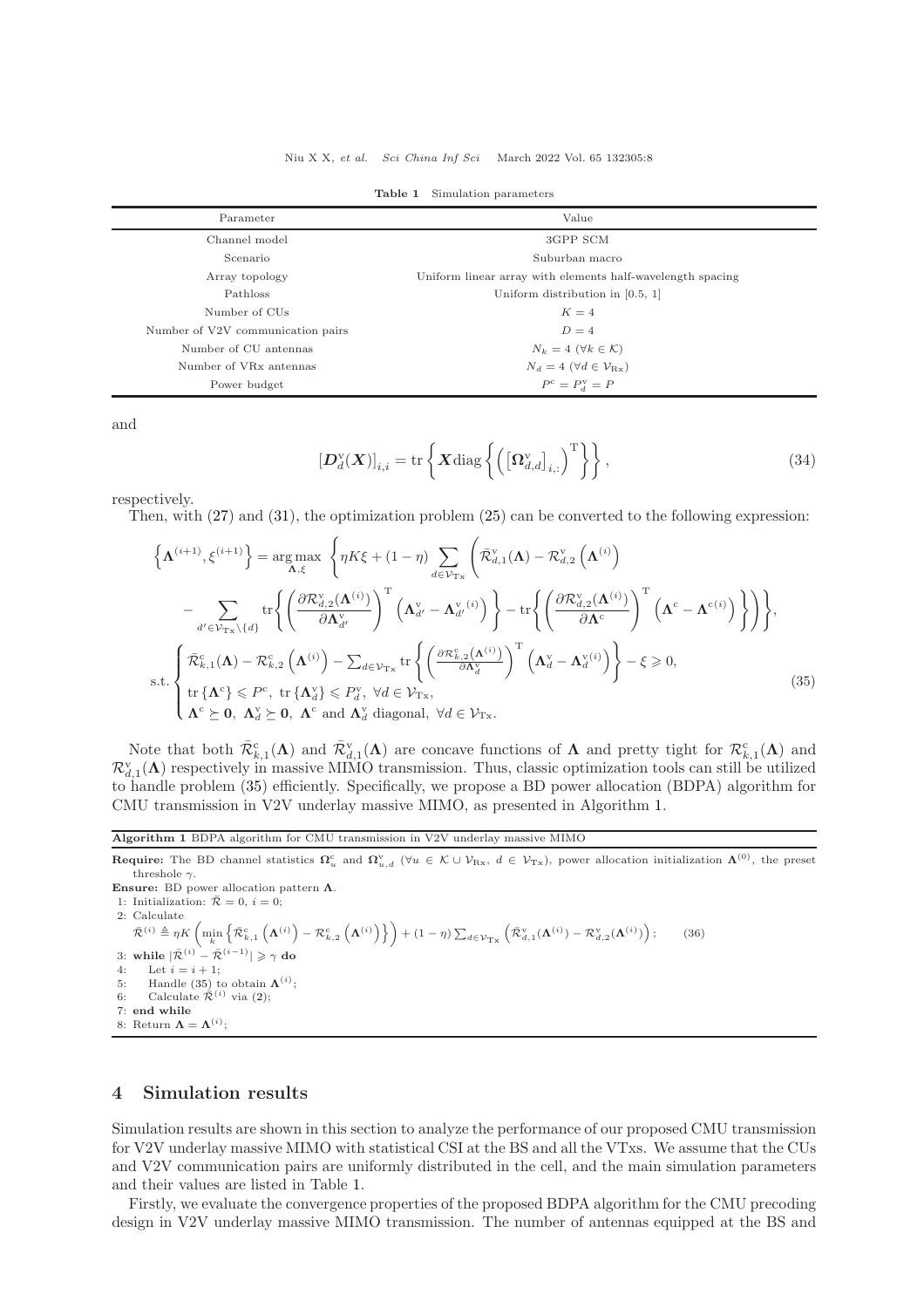**Table 1** Simulation parameters

| Parameter | Value |
|---|---|
| Channel model | 3GPP SCM |
| Scenario | Suburban macro |
| Array topology | Uniform linear array with elements half-wavelength spacing |
| Pathloss | Uniform distribution in [0.5, 1] |
| Number of CUs | $K = 4$ |
| Number of V2V communication pairs | $D = 4$ |
| Number of CU antennas | $N_k = 4$ $(\forall k \in \mathcal{K})$ |
| Number of VRx antennas | $N_d = 4$ $(\forall d \in \mathcal{V}_{\mathrm{Rx}})$ |
| Power budget | $P^{\mathrm{c}} = P_d^{\mathrm{v}} = P$ |

and

$$\left[\boldsymbol{D}_d^{\mathrm{v}}(\boldsymbol{X})\right]_{i,i} = \mathrm{tr}\left\{\boldsymbol{X}\mathrm{diag}\left\{\left(\left[\boldsymbol{\Omega}_{d,d}^{\mathrm{v}}\right]_{i,:}\right)^{\mathrm{T}}\right\}\right\}, \tag{34}$$

respectively.

Then, with (27) and (31), the optimization problem (25) can be converted to the following expression:

$$\begin{aligned}
\left\{\boldsymbol{\Lambda}^{(i+1)}, \xi^{(i+1)}\right\} = \arg\max_{\boldsymbol{\Lambda},\xi} \; & \Bigg\{\eta K \xi + (1-\eta)\sum_{d\in\mathcal{V}_{\mathrm{Tx}}}\Bigg(\bar{\mathcal{R}}_{d,1}^{\mathrm{v}}(\boldsymbol{\Lambda}) - \mathcal{R}_{d,2}^{\mathrm{v}}\left(\boldsymbol{\Lambda}^{(i)}\right) \\
& - \sum_{d'\in\mathcal{V}_{\mathrm{Tx}}\setminus\{d\}} \mathrm{tr}\Bigg\{\left(\frac{\partial \mathcal{R}_{d,2}^{\mathrm{v}}(\boldsymbol{\Lambda}^{(i)})}{\partial \boldsymbol{\Lambda}_{d'}^{\mathrm{v}}}\right)^{\mathrm{T}}\left(\boldsymbol{\Lambda}_{d'}^{\mathrm{v}} - \boldsymbol{\Lambda}_{d'}^{\mathrm{v}\,(i)}\right)\Bigg\} - \mathrm{tr}\Bigg\{\left(\frac{\partial \mathcal{R}_{d,2}^{\mathrm{v}}(\boldsymbol{\Lambda}^{(i)})}{\partial \boldsymbol{\Lambda}^{\mathrm{c}}}\right)^{\mathrm{T}}\left(\boldsymbol{\Lambda}^{\mathrm{c}} - \boldsymbol{\Lambda}^{\mathrm{c}(i)}\right)\Bigg\}\Bigg)\Bigg\}, \\
\mathrm{s.t.} \; & \begin{cases}
\bar{\mathcal{R}}_{k,1}^{\mathrm{c}}(\boldsymbol{\Lambda}) - \mathcal{R}_{k,2}^{\mathrm{c}}\left(\boldsymbol{\Lambda}^{(i)}\right) - \sum_{d\in\mathcal{V}_{\mathrm{Tx}}}\mathrm{tr}\left\{\left(\frac{\partial \mathcal{R}_{k,2}^{\mathrm{c}}(\boldsymbol{\Lambda}^{(i)})}{\partial \boldsymbol{\Lambda}_d^{\mathrm{v}}}\right)^{\mathrm{T}}\left(\boldsymbol{\Lambda}_d^{\mathrm{v}} - \boldsymbol{\Lambda}_d^{\mathrm{v}(i)}\right)\right\} - \xi \geqslant 0, \\
\mathrm{tr}\left\{\boldsymbol{\Lambda}^{\mathrm{c}}\right\} \leqslant P^{\mathrm{c}}, \; \mathrm{tr}\left\{\boldsymbol{\Lambda}_d^{\mathrm{v}}\right\} \leqslant P_d^{\mathrm{v}}, \; \forall d \in \mathcal{V}_{\mathrm{Tx}}, \\
\boldsymbol{\Lambda}^{\mathrm{c}} \succeq \boldsymbol{0}, \; \boldsymbol{\Lambda}_d^{\mathrm{v}} \succeq \boldsymbol{0}, \; \boldsymbol{\Lambda}^{\mathrm{c}} \text{ and } \boldsymbol{\Lambda}_d^{\mathrm{v}} \text{ diagonal}, \; \forall d \in \mathcal{V}_{\mathrm{Tx}}.
\end{cases}
\end{aligned} \tag{35}$$

Note that both $\bar{\mathcal{R}}_{k,1}^{\mathrm{c}}(\boldsymbol{\Lambda})$ and $\bar{\mathcal{R}}_{d,1}^{\mathrm{v}}(\boldsymbol{\Lambda})$ are concave functions of $\boldsymbol{\Lambda}$ and pretty tight for $\mathcal{R}_{k,1}^{\mathrm{c}}(\boldsymbol{\Lambda})$ and $\mathcal{R}_{d,1}^{\mathrm{v}}(\boldsymbol{\Lambda})$ respectively in massive MIMO transmission. Thus, classic optimization tools can still be utilized to handle problem (35) efficiently. Specifically, we propose a BD power allocation (BDPA) algorithm for CMU transmission in V2V underlay massive MIMO, as presented in Algorithm 1.

**Algorithm 1** BDPA algorithm for CMU transmission in V2V underlay massive MIMO

**Require:** The BD channel statistics $\boldsymbol{\Omega}_u^{\mathrm{c}}$ and $\boldsymbol{\Omega}_{u,d}^{\mathrm{v}}$ $(\forall u \in \mathcal{K} \cup \mathcal{V}_{\mathrm{Rx}}, \; d \in \mathcal{V}_{\mathrm{Tx}})$, power allocation initialization $\boldsymbol{\Lambda}^{(0)}$, the preset threshole $\gamma$.

**Ensure:** BD power allocation pattern $\boldsymbol{\Lambda}$.

1: Initialization: $\bar{\mathcal{R}} = 0$, $i = 0$;

2: Calculate

$$\bar{\mathcal{R}}^{(i)} \triangleq \eta K\left(\min_k\left\{\bar{\mathcal{R}}_{k,1}^{\mathrm{c}}\left(\boldsymbol{\Lambda}^{(i)}\right) - \mathcal{R}_{k,2}^{\mathrm{c}}\left(\boldsymbol{\Lambda}^{(i)}\right)\right\}\right) + (1-\eta)\sum_{d\in\mathcal{V}_{\mathrm{Tx}}}\left(\bar{\mathcal{R}}_{d,1}^{\mathrm{v}}(\boldsymbol{\Lambda}^{(i)}) - \mathcal{R}_{d,2}^{\mathrm{v}}(\boldsymbol{\Lambda}^{(i)})\right); \tag{36}$$

3: **while** $|\bar{\mathcal{R}}^{(i)} - \bar{\mathcal{R}}^{(i-1)}| \geqslant \gamma$ **do**

4: Let $i = i + 1$;

5: Handle (35) to obtain $\boldsymbol{\Lambda}^{(i)}$;

6: Calculate $\bar{\mathcal{R}}^{(i)}$ via (2);

7: **end while**

8: Return $\boldsymbol{\Lambda} = \boldsymbol{\Lambda}^{(i)}$;

## 4 Simulation results

Simulation results are shown in this section to analyze the performance of our proposed CMU transmission for V2V underlay massive MIMO with statistical CSI at the BS and all the VTxs. We assume that the CUs and V2V communication pairs are uniformly distributed in the cell, and the main simulation parameters and their values are listed in Table 1.

Firstly, we evaluate the convergence properties of the proposed BDPA algorithm for the CMU precoding design in V2V underlay massive MIMO transmission. The number of antennas equipped at the BS and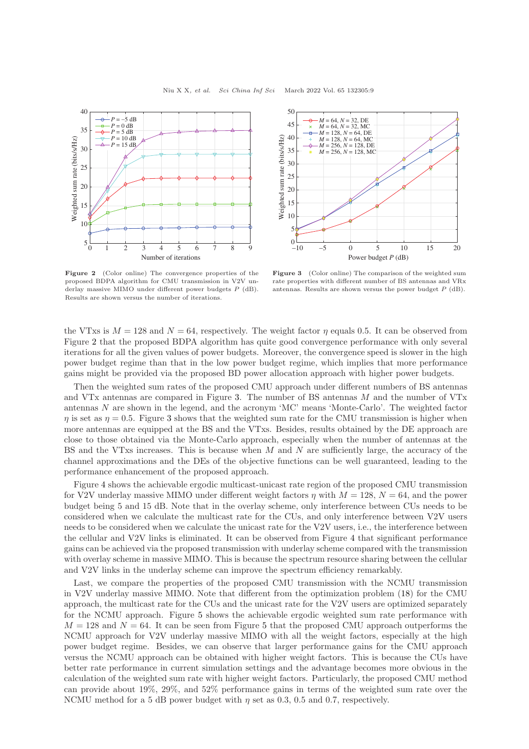**Figure 2** (Color online) The convergence properties of the proposed BDPA algorithm for CMU transmission in V2V underlay massive MIMO under different power budgets $P$ (dB). Results are shown versus the number of iterations.

**Figure 3** (Color online) The comparison of the weighted sum rate properties with different number of BS antennas and VRx antennas. Results are shown versus the power budget $P$ (dB).

the VTxs is $M = 128$ and $N = 64$, respectively. The weight factor $\eta$ equals 0.5. It can be observed from Figure 2 that the proposed BDPA algorithm has quite good convergence performance with only several iterations for all the given values of power budgets. Moreover, the convergence speed is slower in the high power budget regime than that in the low power budget regime, which implies that more performance gains might be provided via the proposed BD power allocation approach with higher power budgets.

Then the weighted sum rates of the proposed CMU approach under different numbers of BS antennas and VTx antennas are compared in Figure 3. The number of BS antennas $M$ and the number of VTx antennas $N$ are shown in the legend, and the acronym 'MC' means 'Monte-Carlo'. The weighted factor $\eta$ is set as $\eta = 0.5$. Figure 3 shows that the weighted sum rate for the CMU transmission is higher when more antennas are equipped at the BS and the VTxs. Besides, results obtained by the DE approach are close to those obtained via the Monte-Carlo approach, especially when the number of antennas at the BS and the VTxs increases. This is because when $M$ and $N$ are sufficiently large, the accuracy of the channel approximations and the DEs of the objective functions can be well guaranteed, leading to the performance enhancement of the proposed approach.

Figure 4 shows the achievable ergodic multicast-unicast rate region of the proposed CMU transmission for V2V underlay massive MIMO under different weight factors $\eta$ with $M = 128$, $N = 64$, and the power budget being 5 and 15 dB. Note that in the overlay scheme, only interference between CUs needs to be considered when we calculate the multicast rate for the CUs, and only interference between V2V users needs to be considered when we calculate the unicast rate for the V2V users, i.e., the interference between the cellular and V2V links is eliminated. It can be observed from Figure 4 that significant performance gains can be achieved via the proposed transmission with underlay scheme compared with the transmission with overlay scheme in massive MIMO. This is because the spectrum resource sharing between the cellular and V2V links in the underlay scheme can improve the spectrum efficiency remarkably.

Last, we compare the properties of the proposed CMU transmission with the NCMU transmission in V2V underlay massive MIMO. Note that different from the optimization problem (18) for the CMU approach, the multicast rate for the CUs and the unicast rate for the V2V users are optimized separately for the NCMU approach. Figure 5 shows the achievable ergodic weighted sum rate performance with $M = 128$ and $N = 64$. It can be seen from Figure 5 that the proposed CMU approach outperforms the NCMU approach for V2V underlay massive MIMO with all the weight factors, especially at the high power budget regime. Besides, we can observe that larger performance gains for the CMU approach versus the NCMU approach can be obtained with higher weight factors. This is because the CUs have better rate performance in current simulation settings and the advantage becomes more obvious in the calculation of the weighted sum rate with higher weight factors. Particularly, the proposed CMU method can provide about 19%, 29%, and 52% performance gains in terms of the weighted sum rate over the NCMU method for a 5 dB power budget with $\eta$ set as 0.3, 0.5 and 0.7, respectively.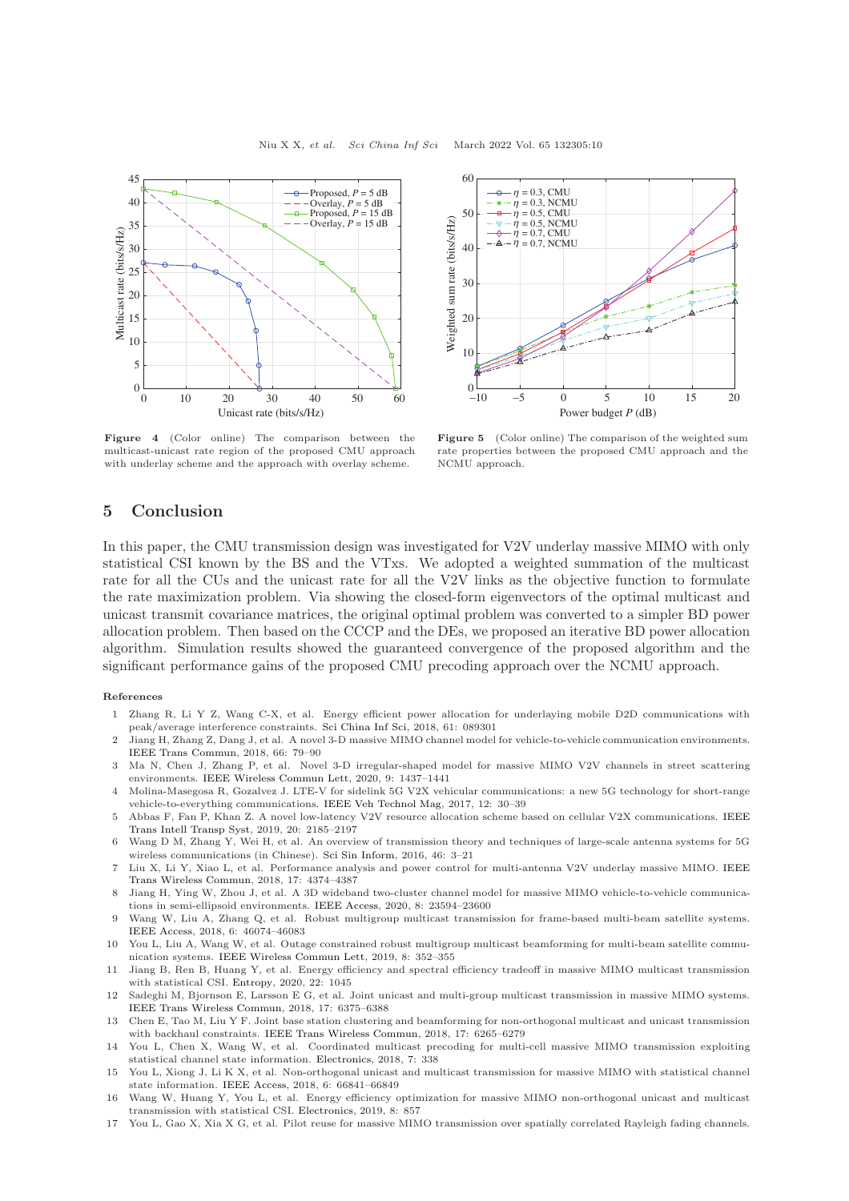**Figure 4** (Color online) The comparison between the multicast-unicast rate region of the proposed CMU approach with underlay scheme and the approach with overlay scheme.

**Figure 5** (Color online) The comparison of the weighted sum rate properties between the proposed CMU approach and the NCMU approach.

## 5 Conclusion

In this paper, the CMU transmission design was investigated for V2V underlay massive MIMO with only statistical CSI known by the BS and the VTxs. We adopted a weighted summation of the multicast rate for all the CUs and the unicast rate for all the V2V links as the objective function to formulate the rate maximization problem. Via showing the closed-form eigenvectors of the optimal multicast and unicast transmit covariance matrices, the original optimal problem was converted to a simpler BD power allocation problem. Then based on the CCCP and the DEs, we proposed an iterative BD power allocation algorithm. Simulation results showed the guaranteed convergence of the proposed algorithm and the significant performance gains of the proposed CMU precoding approach over the NCMU approach.

**References**

1 Zhang R, Li Y Z, Wang C-X, et al. Energy efficient power allocation for underlaying mobile D2D communications with peak/average interference constraints. Sci China Inf Sci, 2018, 61: 089301

2 Jiang H, Zhang Z, Dang J, et al. A novel 3-D massive MIMO channel model for vehicle-to-vehicle communication environments. IEEE Trans Commun, 2018, 66: 79–90

3 Ma N, Chen J, Zhang P, et al. Novel 3-D irregular-shaped model for massive MIMO V2V channels in street scattering environments. IEEE Wireless Commun Lett, 2020, 9: 1437–1441

4 Molina-Masegosa R, Gozalvez J. LTE-V for sidelink 5G V2X vehicular communications: a new 5G technology for short-range vehicle-to-everything communications. IEEE Veh Technol Mag, 2017, 12: 30–39

5 Abbas F, Fan P, Khan Z. A novel low-latency V2V resource allocation scheme based on cellular V2X communications. IEEE Trans Intell Transp Syst, 2019, 20: 2185–2197

6 Wang D M, Zhang Y, Wei H, et al. An overview of transmission theory and techniques of large-scale antenna systems for 5G wireless communications (in Chinese). Sci Sin Inform, 2016, 46: 3–21

7 Liu X, Li Y, Xiao L, et al. Performance analysis and power control for multi-antenna V2V underlay massive MIMO. IEEE Trans Wireless Commun, 2018, 17: 4374–4387

8 Jiang H, Ying W, Zhou J, et al. A 3D wideband two-cluster channel model for massive MIMO vehicle-to-vehicle communications in semi-ellipsoid environments. IEEE Access, 2020, 8: 23594–23600

9 Wang W, Liu A, Zhang Q, et al. Robust multigroup multicast transmission for frame-based multi-beam satellite systems. IEEE Access, 2018, 6: 46074–46083

10 You L, Liu A, Wang W, et al. Outage constrained robust multigroup multicast beamforming for multi-beam satellite communication systems. IEEE Wireless Commun Lett, 2019, 8: 352–355

11 Jiang B, Ren B, Huang Y, et al. Energy efficiency and spectral efficiency tradeoff in massive MIMO multicast transmission with statistical CSI. Entropy, 2020, 22: 1045

12 Sadeghi M, Bjornson E, Larsson E G, et al. Joint unicast and multi-group multicast transmission in massive MIMO systems. IEEE Trans Wireless Commun, 2018, 17: 6375–6388

13 Chen E, Tao M, Liu Y F. Joint base station clustering and beamforming for non-orthogonal multicast and unicast transmission with backhaul constraints. IEEE Trans Wireless Commun, 2018, 17: 6265–6279

14 You L, Chen X, Wang W, et al. Coordinated multicast precoding for multi-cell massive MIMO transmission exploiting statistical channel state information. Electronics, 2018, 7: 338

15 You L, Xiong J, Li K X, et al. Non-orthogonal unicast and multicast transmission for massive MIMO with statistical channel state information. IEEE Access, 2018, 6: 66841–66849

16 Wang W, Huang Y, You L, et al. Energy efficiency optimization for massive MIMO non-orthogonal unicast and multicast transmission with statistical CSI. Electronics, 2019, 8: 857

17 You L, Gao X, Xia X G, et al. Pilot reuse for massive MIMO transmission over spatially correlated Rayleigh fading channels.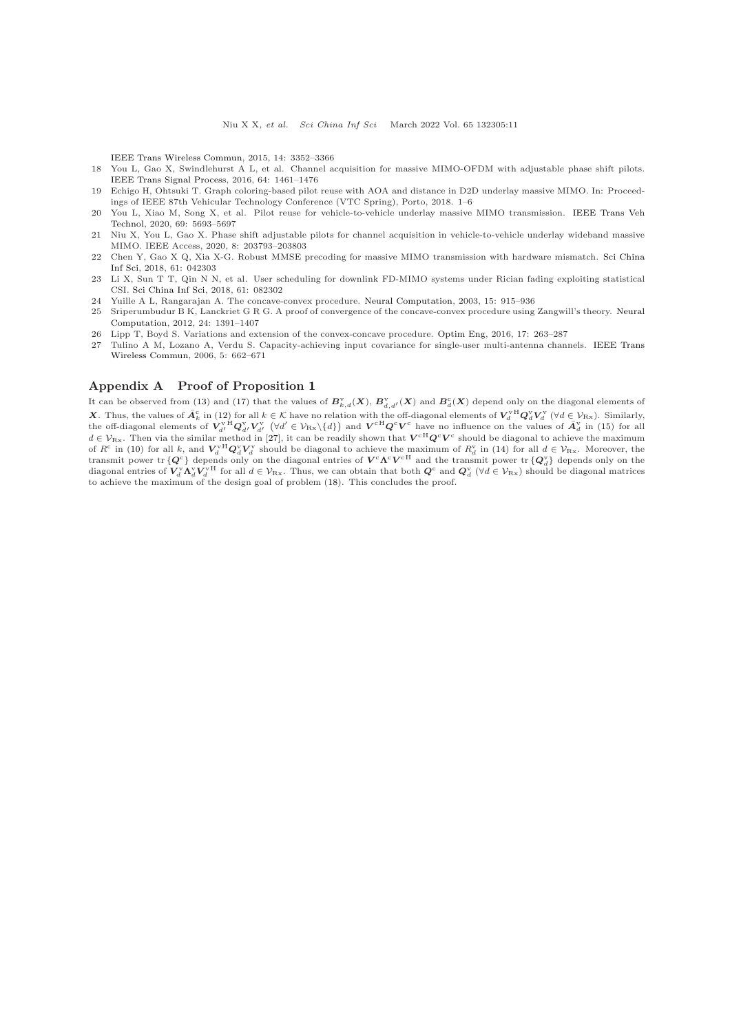IEEE Trans Wireless Commun, 2015, 14: 3352–3366

18 You L, Gao X, Swindlehurst A L, et al. Channel acquisition for massive MIMO-OFDM with adjustable phase shift pilots. IEEE Trans Signal Process, 2016, 64: 1461–1476

19 Echigo H, Ohtsuki T. Graph coloring-based pilot reuse with AOA and distance in D2D underlay massive MIMO. In: Proceedings of IEEE 87th Vehicular Technology Conference (VTC Spring), Porto, 2018. 1–6

20 You L, Xiao M, Song X, et al. Pilot reuse for vehicle-to-vehicle underlay massive MIMO transmission. IEEE Trans Veh Technol, 2020, 69: 5693–5697

21 Niu X, You L, Gao X. Phase shift adjustable pilots for channel acquisition in vehicle-to-vehicle underlay wideband massive MIMO. IEEE Access, 2020, 8: 203793–203803

22 Chen Y, Gao X Q, Xia X-G. Robust MMSE precoding for massive MIMO transmission with hardware mismatch. Sci China Inf Sci, 2018, 61: 042303

23 Li X, Sun T T, Qin N N, et al. User scheduling for downlink FD-MIMO systems under Rician fading exploiting statistical CSI. Sci China Inf Sci, 2018, 61: 082302

24 Yuille A L, Rangarajan A. The concave-convex procedure. Neural Computation, 2003, 15: 915–936

25 Sriperumbudur B K, Lanckriet G R G. A proof of convergence of the concave-convex procedure using Zangwill's theory. Neural Computation, 2012, 24: 1391–1407

26 Lipp T, Boyd S. Variations and extension of the convex-concave procedure. Optim Eng, 2016, 17: 263–287

27 Tulino A M, Lozano A, Verdu S. Capacity-achieving input covariance for single-user multi-antenna channels. IEEE Trans Wireless Commun, 2006, 5: 662–671

## Appendix A Proof of Proposition 1

It can be observed from (13) and (17) that the values of $\boldsymbol{B}^{\mathrm{v}}_{k,d}(\boldsymbol{X})$, $\boldsymbol{B}^{\mathrm{v}}_{d,d'}(\boldsymbol{X})$ and $\boldsymbol{B}^{\mathrm{c}}_{d}(\boldsymbol{X})$ depend only on the diagonal elements of $\boldsymbol{X}$. Thus, the values of $\tilde{\boldsymbol{A}}^{\mathrm{c}}_{k}$ in (12) for all $k \in \mathcal{K}$ have no relation with the off-diagonal elements of $\boldsymbol{V}^{\mathrm{v}\,\mathrm{H}}_{d}\boldsymbol{Q}^{\mathrm{v}}_{d}\boldsymbol{V}^{\mathrm{v}}_{d}$ ($\forall d \in \mathcal{V}_{\mathrm{Rx}}$). Similarly, the off-diagonal elements of $\boldsymbol{V}^{\mathrm{v}\,\mathrm{H}}_{d'}\boldsymbol{Q}^{\mathrm{v}}_{d'}\boldsymbol{V}^{\mathrm{v}}_{d'}$ $\left(\forall d' \in \mathcal{V}_{\mathrm{Rx}}\backslash\{d\}\right)$ and $\boldsymbol{V}^{\mathrm{c}\,\mathrm{H}}\boldsymbol{Q}^{\mathrm{c}}\boldsymbol{V}^{\mathrm{c}}$ have no influence on the values of $\tilde{\boldsymbol{A}}^{\mathrm{v}}_{d}$ in (15) for all $d \in \mathcal{V}_{\mathrm{Rx}}$. Then via the similar method in [27], it can be readily shown that $\boldsymbol{V}^{\mathrm{c}\,\mathrm{H}}\boldsymbol{Q}^{\mathrm{c}}\boldsymbol{V}^{\mathrm{c}}$ should be diagonal to achieve the maximum of $R^{\mathrm{c}}$ in (10) for all $k$, and $\boldsymbol{V}^{\mathrm{v}\,\mathrm{H}}_{d}\boldsymbol{Q}^{\mathrm{v}}_{d}\boldsymbol{V}^{\mathrm{v}}_{d}$ should be diagonal to achieve the maximum of $R^{\mathrm{v}}_{d}$ in (14) for all $d \in \mathcal{V}_{\mathrm{Rx}}$. Moreover, the transmit power $\mathrm{tr}\,\{\boldsymbol{Q}^{\mathrm{c}}\}$ depends only on the diagonal entries of $\boldsymbol{V}^{\mathrm{c}}\boldsymbol{\Lambda}^{\mathrm{c}}\boldsymbol{V}^{\mathrm{c}\,\mathrm{H}}$ and the transmit power $\mathrm{tr}\,\{\boldsymbol{Q}^{\mathrm{v}}_{d}\}$ depends only on the diagonal entries of $\boldsymbol{V}^{\mathrm{v}}_{d}\boldsymbol{\Lambda}^{\mathrm{v}}_{d}\boldsymbol{V}^{\mathrm{v}\,\mathrm{H}}_{d}$ for all $d \in \mathcal{V}_{\mathrm{Rx}}$. Thus, we can obtain that both $\boldsymbol{Q}^{\mathrm{c}}$ and $\boldsymbol{Q}^{\mathrm{v}}_{d}$ ($\forall d \in \mathcal{V}_{\mathrm{Rx}}$) should be diagonal matrices to achieve the maximum of the design goal of problem (18). This concludes the proof.